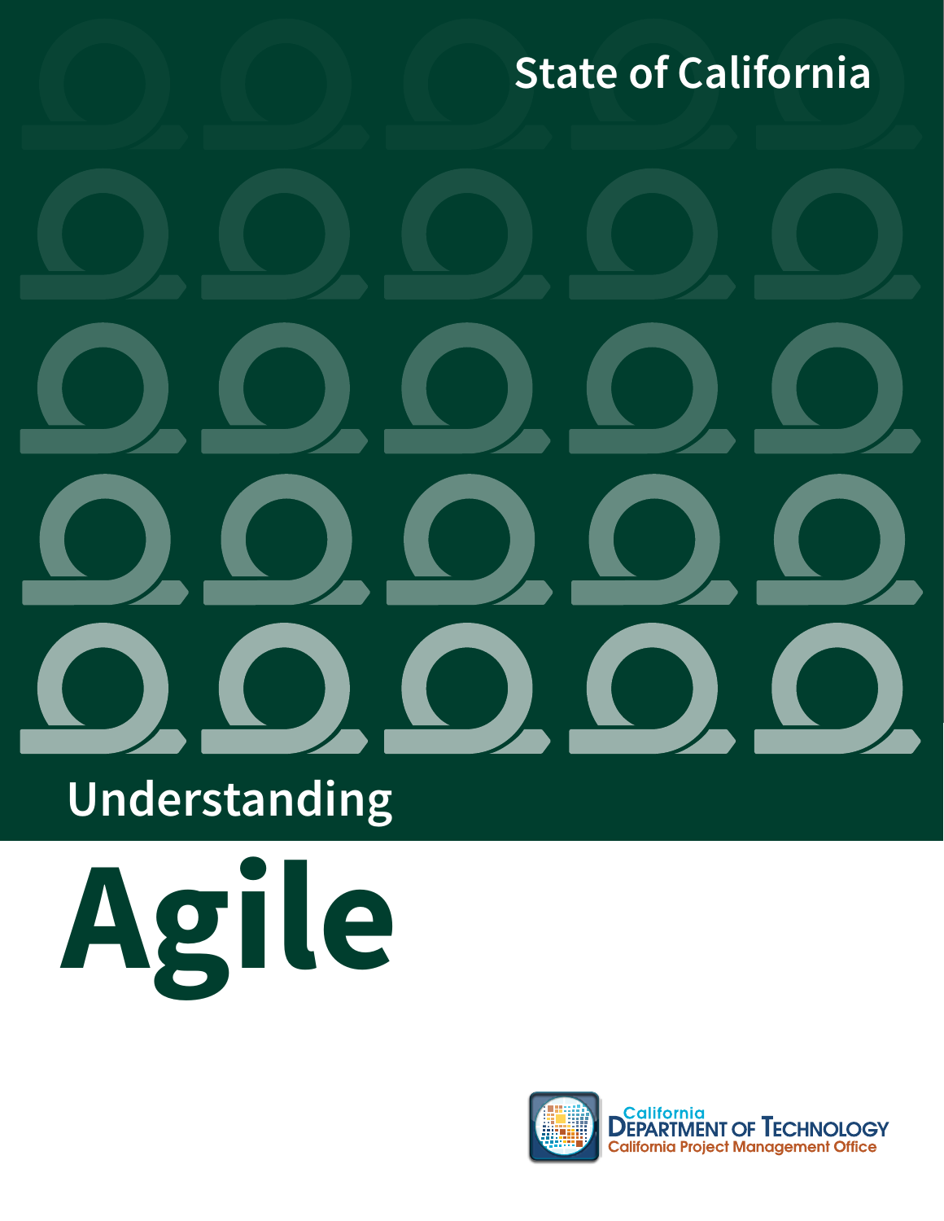State of California

# Understanding

# Agile

California Department of Technology
California Project Management Office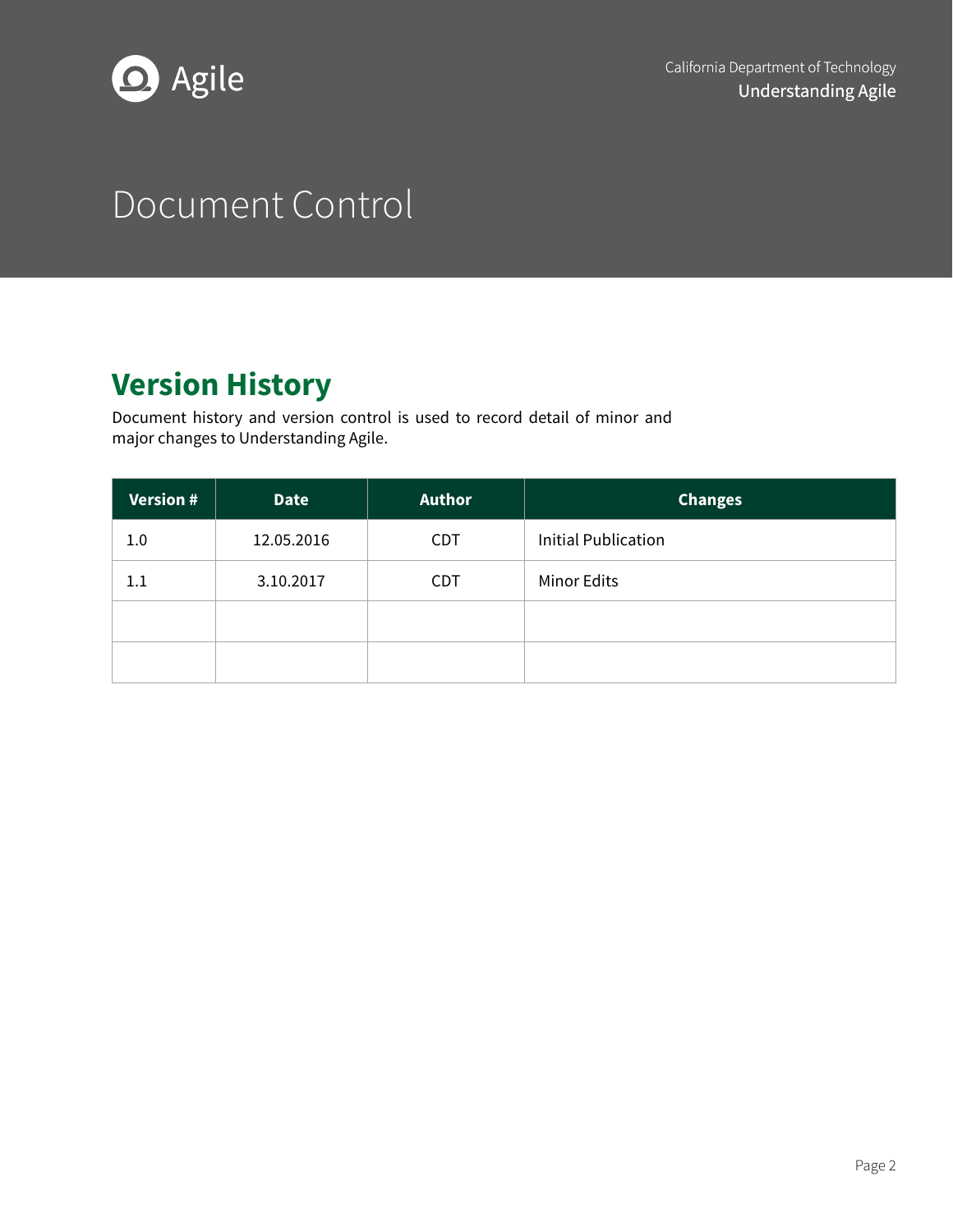# Document Control

## Version History

Document history and version control is used to record detail of minor and major changes to Understanding Agile.

| Version # | Date | Author | Changes |
|---|---|---|---|
| 1.0 | 12.05.2016 | CDT | Initial Publication |
| 1.1 | 3.10.2017 | CDT | Minor Edits |
| | | | |
| | | | |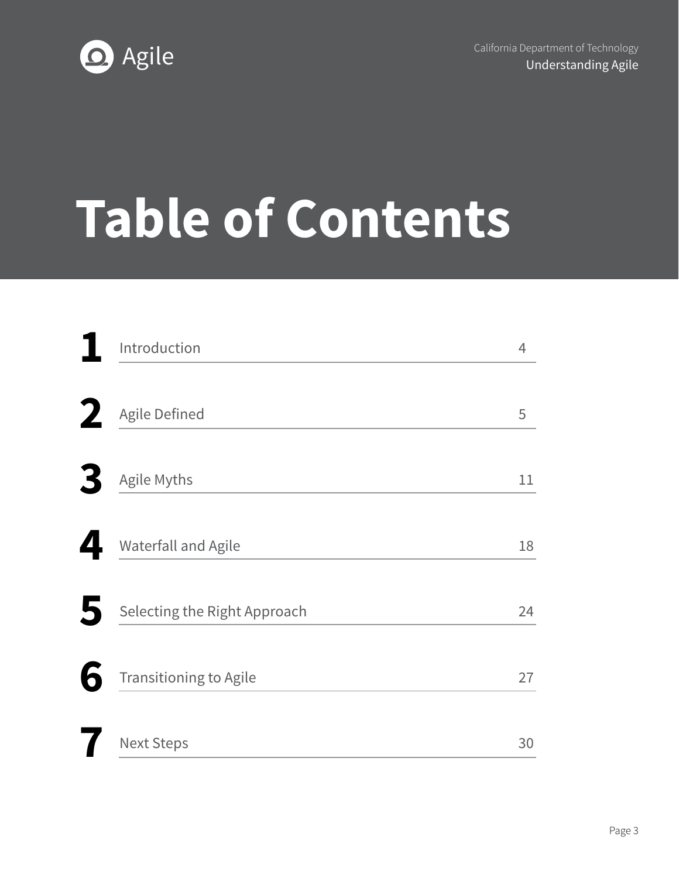# Table of Contents

| | Section | Page |
|---|---|---|
| **1** | Introduction | 4 |
| **2** | Agile Defined | 5 |
| **3** | Agile Myths | 11 |
| **4** | Waterfall and Agile | 18 |
| **5** | Selecting the Right Approach | 24 |
| **6** | Transitioning to Agile | 27 |
| **7** | Next Steps | 30 |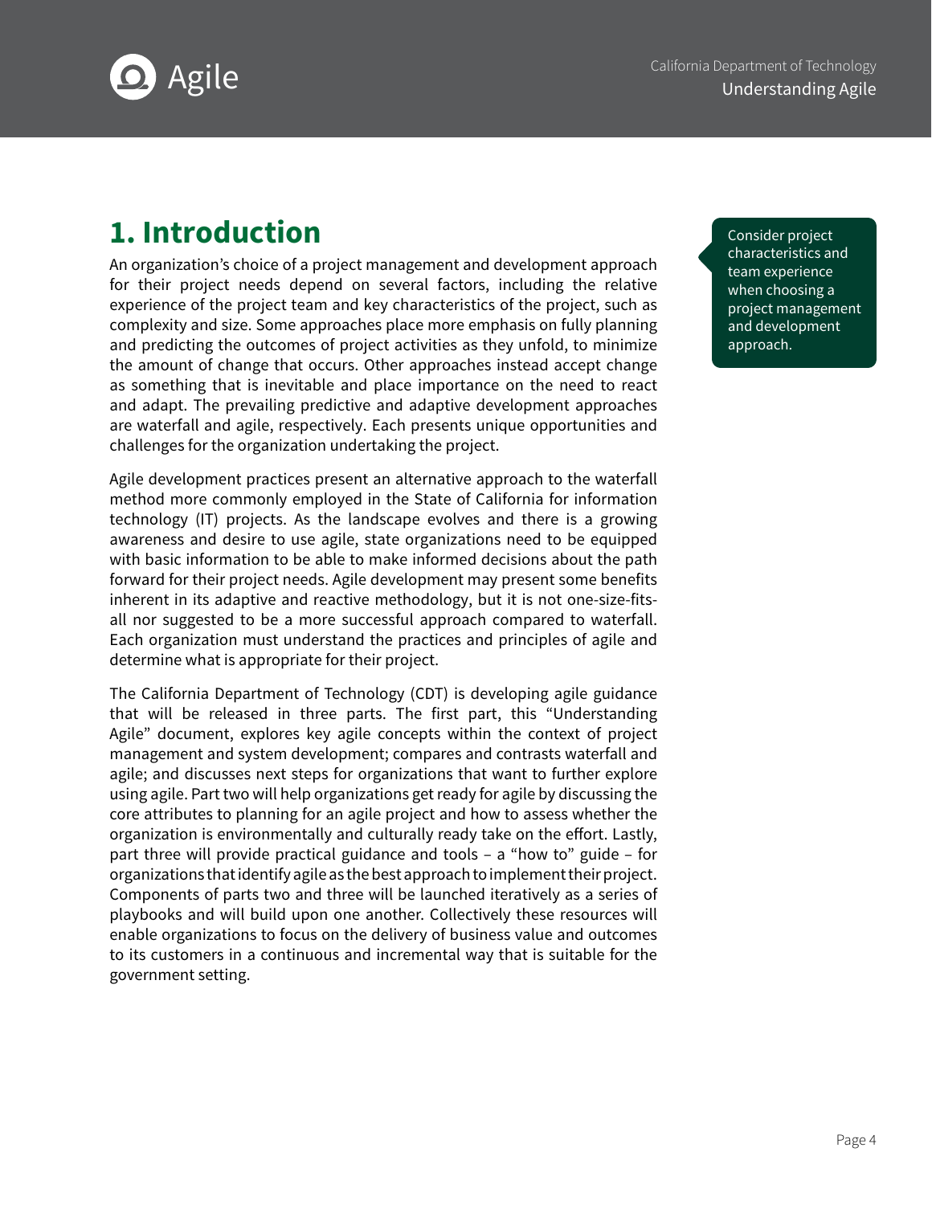# 1. Introduction

> Consider project characteristics and team experience when choosing a project management and development approach.

An organization's choice of a project management and development approach for their project needs depend on several factors, including the relative experience of the project team and key characteristics of the project, such as complexity and size. Some approaches place more emphasis on fully planning and predicting the outcomes of project activities as they unfold, to minimize the amount of change that occurs. Other approaches instead accept change as something that is inevitable and place importance on the need to react and adapt. The prevailing predictive and adaptive development approaches are waterfall and agile, respectively. Each presents unique opportunities and challenges for the organization undertaking the project.

Agile development practices present an alternative approach to the waterfall method more commonly employed in the State of California for information technology (IT) projects. As the landscape evolves and there is a growing awareness and desire to use agile, state organizations need to be equipped with basic information to be able to make informed decisions about the path forward for their project needs. Agile development may present some benefits inherent in its adaptive and reactive methodology, but it is not one-size-fits-all nor suggested to be a more successful approach compared to waterfall. Each organization must understand the practices and principles of agile and determine what is appropriate for their project.

The California Department of Technology (CDT) is developing agile guidance that will be released in three parts. The first part, this "Understanding Agile" document, explores key agile concepts within the context of project management and system development; compares and contrasts waterfall and agile; and discusses next steps for organizations that want to further explore using agile. Part two will help organizations get ready for agile by discussing the core attributes to planning for an agile project and how to assess whether the organization is environmentally and culturally ready take on the effort. Lastly, part three will provide practical guidance and tools – a "how to" guide – for organizations that identify agile as the best approach to implement their project. Components of parts two and three will be launched iteratively as a series of playbooks and will build upon one another. Collectively these resources will enable organizations to focus on the delivery of business value and outcomes to its customers in a continuous and incremental way that is suitable for the government setting.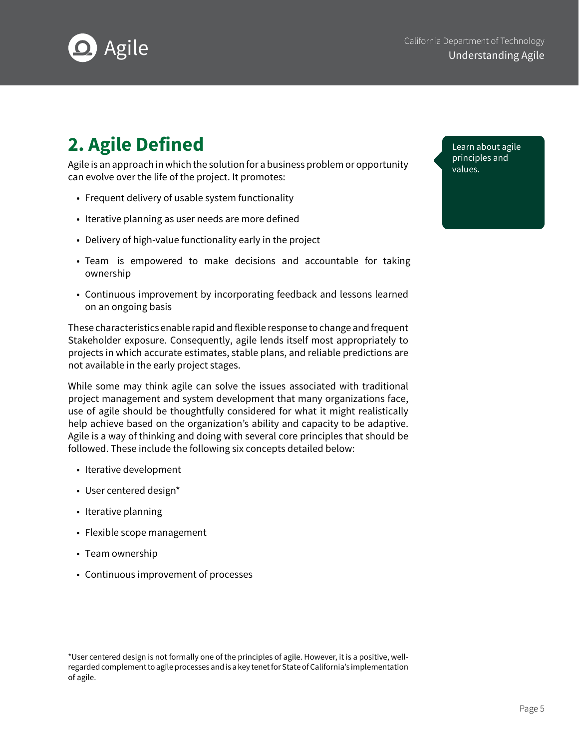## 2. Agile Defined

Learn about agile principles and values.

Agile is an approach in which the solution for a business problem or opportunity can evolve over the life of the project. It promotes:

- Frequent delivery of usable system functionality
- Iterative planning as user needs are more defined
- Delivery of high-value functionality early in the project
- Team is empowered to make decisions and accountable for taking ownership
- Continuous improvement by incorporating feedback and lessons learned on an ongoing basis

These characteristics enable rapid and flexible response to change and frequent Stakeholder exposure. Consequently, agile lends itself most appropriately to projects in which accurate estimates, stable plans, and reliable predictions are not available in the early project stages.

While some may think agile can solve the issues associated with traditional project management and system development that many organizations face, use of agile should be thoughtfully considered for what it might realistically help achieve based on the organization's ability and capacity to be adaptive. Agile is a way of thinking and doing with several core principles that should be followed. These include the following six concepts detailed below:

- Iterative development
- User centered design*
- Iterative planning
- Flexible scope management
- Team ownership
- Continuous improvement of processes

*User centered design is not formally one of the principles of agile. However, it is a positive, well-regarded complement to agile processes and is a key tenet for State of California's implementation of agile.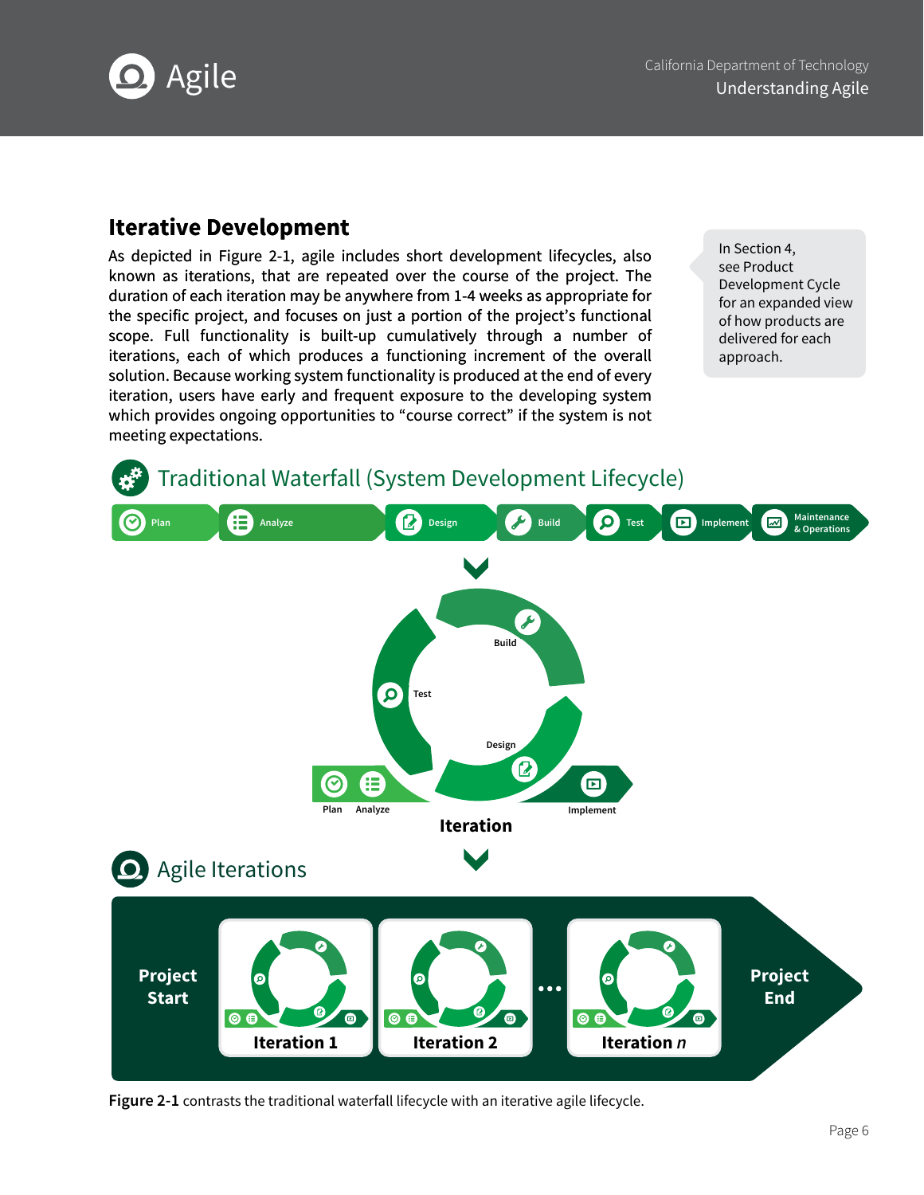## Iterative Development

As depicted in Figure 2-1, agile includes short development lifecycles, also known as iterations, that are repeated over the course of the project. The duration of each iteration may be anywhere from 1-4 weeks as appropriate for the specific project, and focuses on just a portion of the project's functional scope. Full functionality is built-up cumulatively through a number of iterations, each of which produces a functioning increment of the overall solution. Because working system functionality is produced at the end of every iteration, users have early and frequent exposure to the developing system which provides ongoing opportunities to "course correct" if the system is not meeting expectations.

> In Section 4, see Product Development Cycle for an expanded view of how products are delivered for each approach.

### Traditional Waterfall (System Development Lifecycle)

Plan → Analyze → Design → Build → Test → Implement → Maintenance & Operations

**Iteration**: Plan, Analyze, Design, Build, Test, Implement

### Agile Iterations

**Project Start** → Iteration 1 → Iteration 2 → ... → Iteration *n* → **Project End**

**Figure 2-1** contrasts the traditional waterfall lifecycle with an iterative agile lifecycle.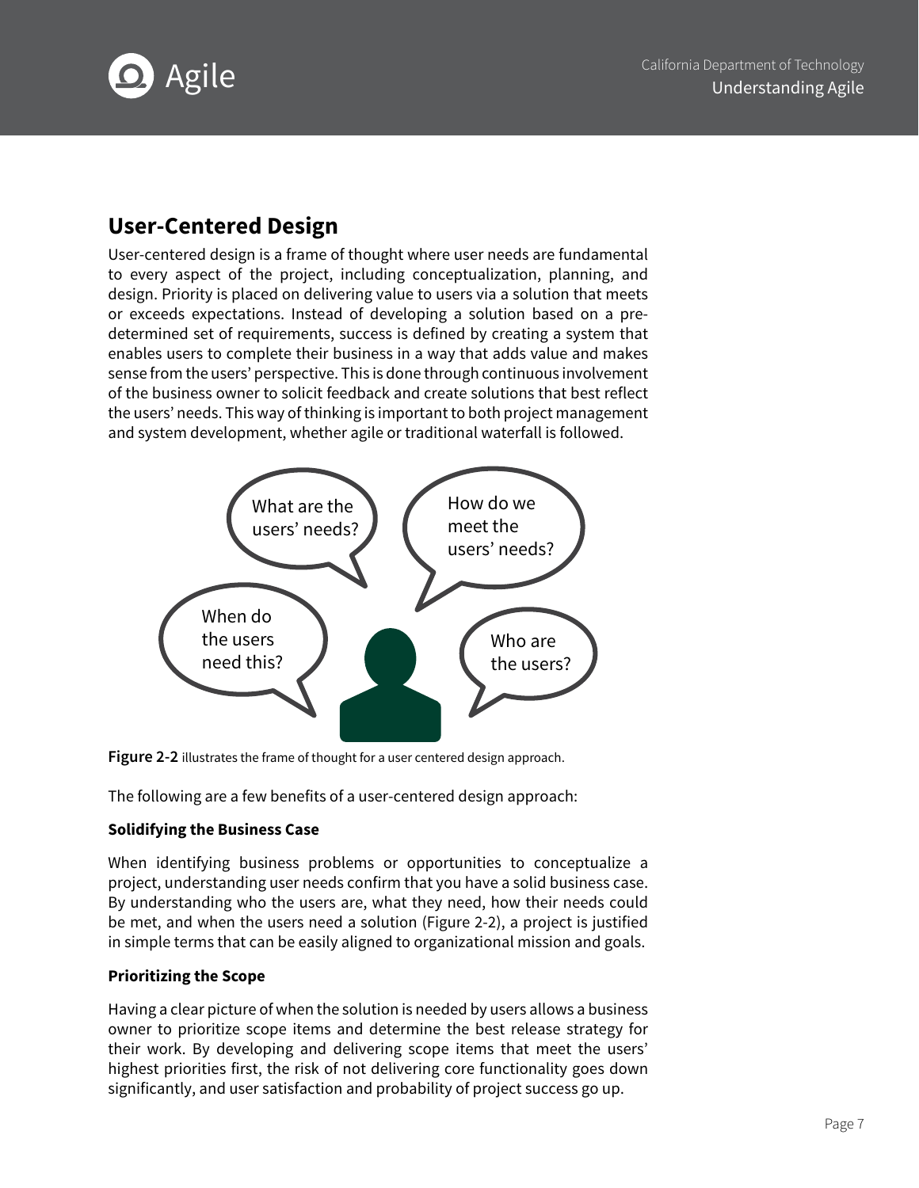## User-Centered Design

User-centered design is a frame of thought where user needs are fundamental to every aspect of the project, including conceptualization, planning, and design. Priority is placed on delivering value to users via a solution that meets or exceeds expectations. Instead of developing a solution based on a pre-determined set of requirements, success is defined by creating a system that enables users to complete their business in a way that adds value and makes sense from the users' perspective. This is done through continuous involvement of the business owner to solicit feedback and create solutions that best reflect the users' needs. This way of thinking is important to both project management and system development, whether agile or traditional waterfall is followed.

**Figure 2-2** illustrates the frame of thought for a user centered design approach.

The following are a few benefits of a user-centered design approach:

**Solidifying the Business Case**

When identifying business problems or opportunities to conceptualize a project, understanding user needs confirm that you have a solid business case. By understanding who the users are, what they need, how their needs could be met, and when the users need a solution (Figure 2-2), a project is justified in simple terms that can be easily aligned to organizational mission and goals.

**Prioritizing the Scope**

Having a clear picture of when the solution is needed by users allows a business owner to prioritize scope items and determine the best release strategy for their work. By developing and delivering scope items that meet the users' highest priorities first, the risk of not delivering core functionality goes down significantly, and user satisfaction and probability of project success go up.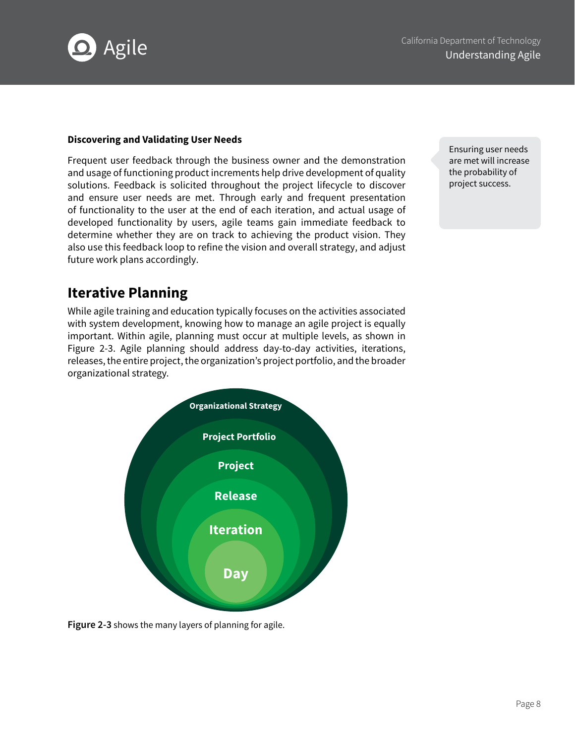### Discovering and Validating User Needs

Frequent user feedback through the business owner and the demonstration and usage of functioning product increments help drive development of quality solutions. Feedback is solicited throughout the project lifecycle to discover and ensure user needs are met. Through early and frequent presentation of functionality to the user at the end of each iteration, and actual usage of developed functionality by users, agile teams gain immediate feedback to determine whether they are on track to achieving the product vision. They also use this feedback loop to refine the vision and overall strategy, and adjust future work plans accordingly.

> Ensuring user needs are met will increase the probability of project success.

## Iterative Planning

While agile training and education typically focuses on the activities associated with system development, knowing how to manage an agile project is equally important. Within agile, planning must occur at multiple levels, as shown in Figure 2-3. Agile planning should address day-to-day activities, iterations, releases, the entire project, the organization's project portfolio, and the broader organizational strategy.

Organizational Strategy
Project Portfolio
Project
Release
Iteration
Day

**Figure 2-3** shows the many layers of planning for agile.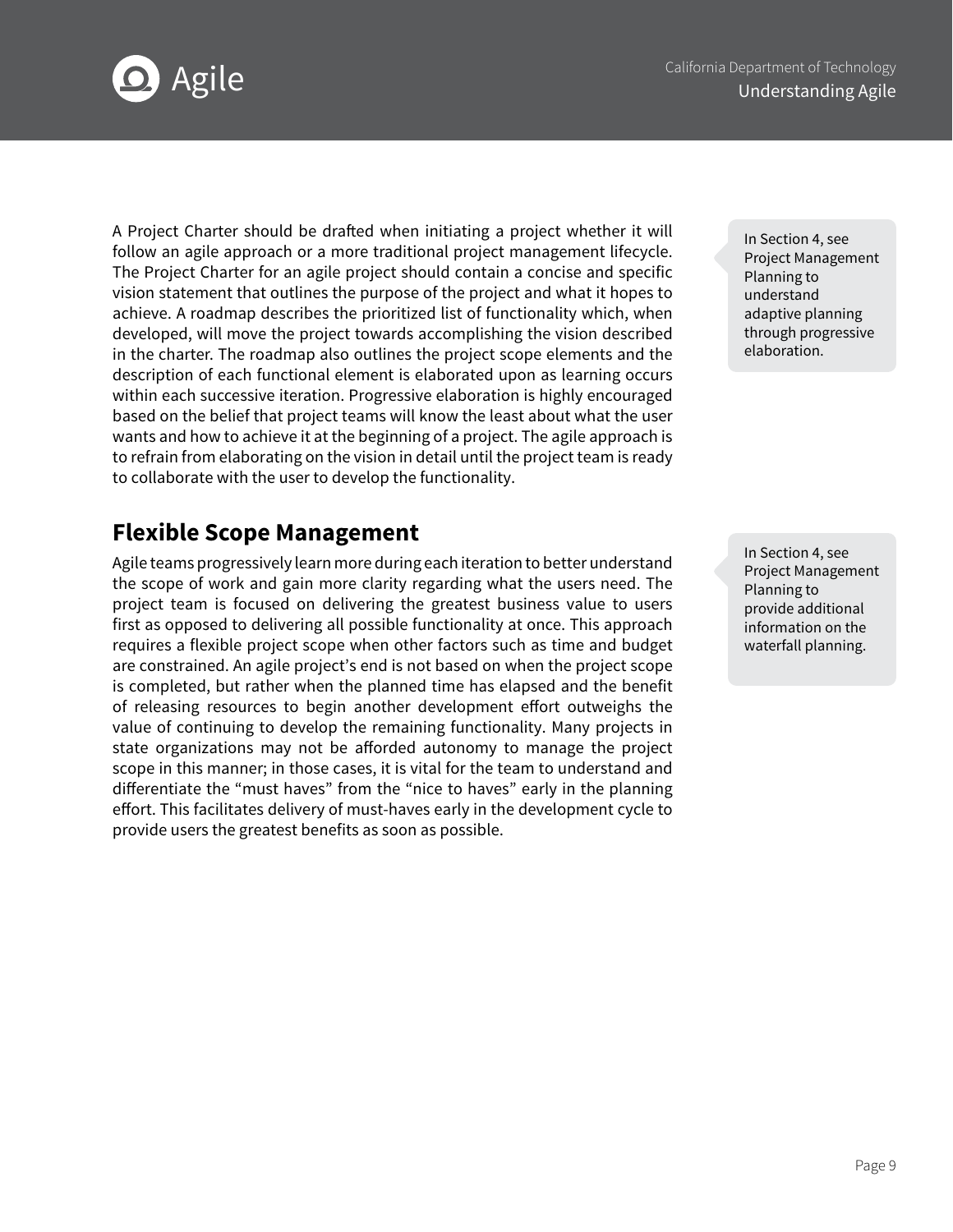A Project Charter should be drafted when initiating a project whether it will follow an agile approach or a more traditional project management lifecycle. The Project Charter for an agile project should contain a concise and specific vision statement that outlines the purpose of the project and what it hopes to achieve. A roadmap describes the prioritized list of functionality which, when developed, will move the project towards accomplishing the vision described in the charter. The roadmap also outlines the project scope elements and the description of each functional element is elaborated upon as learning occurs within each successive iteration. Progressive elaboration is highly encouraged based on the belief that project teams will know the least about what the user wants and how to achieve it at the beginning of a project. The agile approach is to refrain from elaborating on the vision in detail until the project team is ready to collaborate with the user to develop the functionality.

> In Section 4, see Project Management Planning to understand adaptive planning through progressive elaboration.

## Flexible Scope Management

Agile teams progressively learn more during each iteration to better understand the scope of work and gain more clarity regarding what the users need. The project team is focused on delivering the greatest business value to users first as opposed to delivering all possible functionality at once. This approach requires a flexible project scope when other factors such as time and budget are constrained. An agile project's end is not based on when the project scope is completed, but rather when the planned time has elapsed and the benefit of releasing resources to begin another development effort outweighs the value of continuing to develop the remaining functionality. Many projects in state organizations may not be afforded autonomy to manage the project scope in this manner; in those cases, it is vital for the team to understand and differentiate the "must haves" from the "nice to haves" early in the planning effort. This facilitates delivery of must-haves early in the development cycle to provide users the greatest benefits as soon as possible.

> In Section 4, see Project Management Planning to provide additional information on the waterfall planning.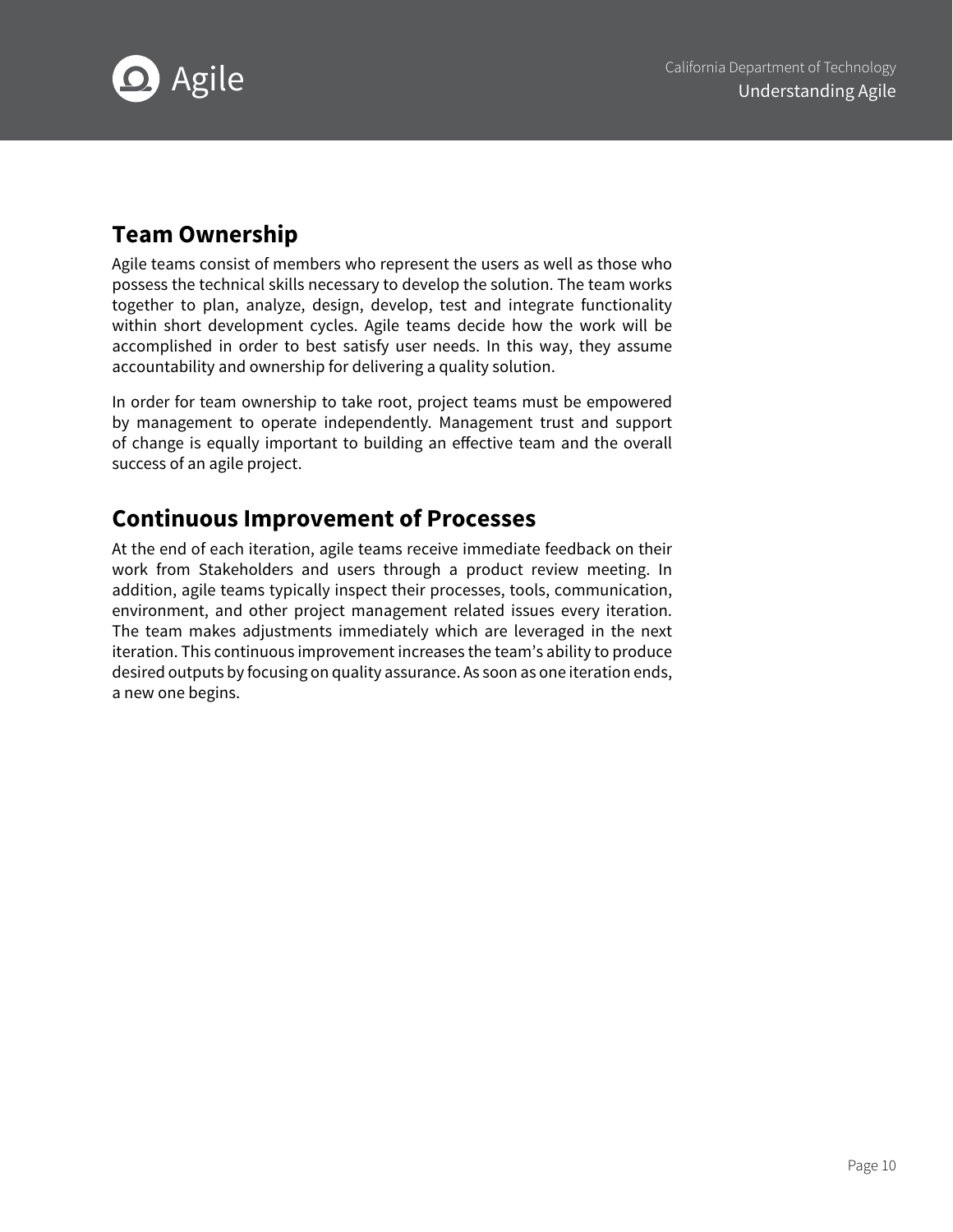## Team Ownership

Agile teams consist of members who represent the users as well as those who possess the technical skills necessary to develop the solution. The team works together to plan, analyze, design, develop, test and integrate functionality within short development cycles. Agile teams decide how the work will be accomplished in order to best satisfy user needs. In this way, they assume accountability and ownership for delivering a quality solution.

In order for team ownership to take root, project teams must be empowered by management to operate independently. Management trust and support of change is equally important to building an effective team and the overall success of an agile project.

## Continuous Improvement of Processes

At the end of each iteration, agile teams receive immediate feedback on their work from Stakeholders and users through a product review meeting. In addition, agile teams typically inspect their processes, tools, communication, environment, and other project management related issues every iteration. The team makes adjustments immediately which are leveraged in the next iteration. This continuous improvement increases the team's ability to produce desired outputs by focusing on quality assurance. As soon as one iteration ends, a new one begins.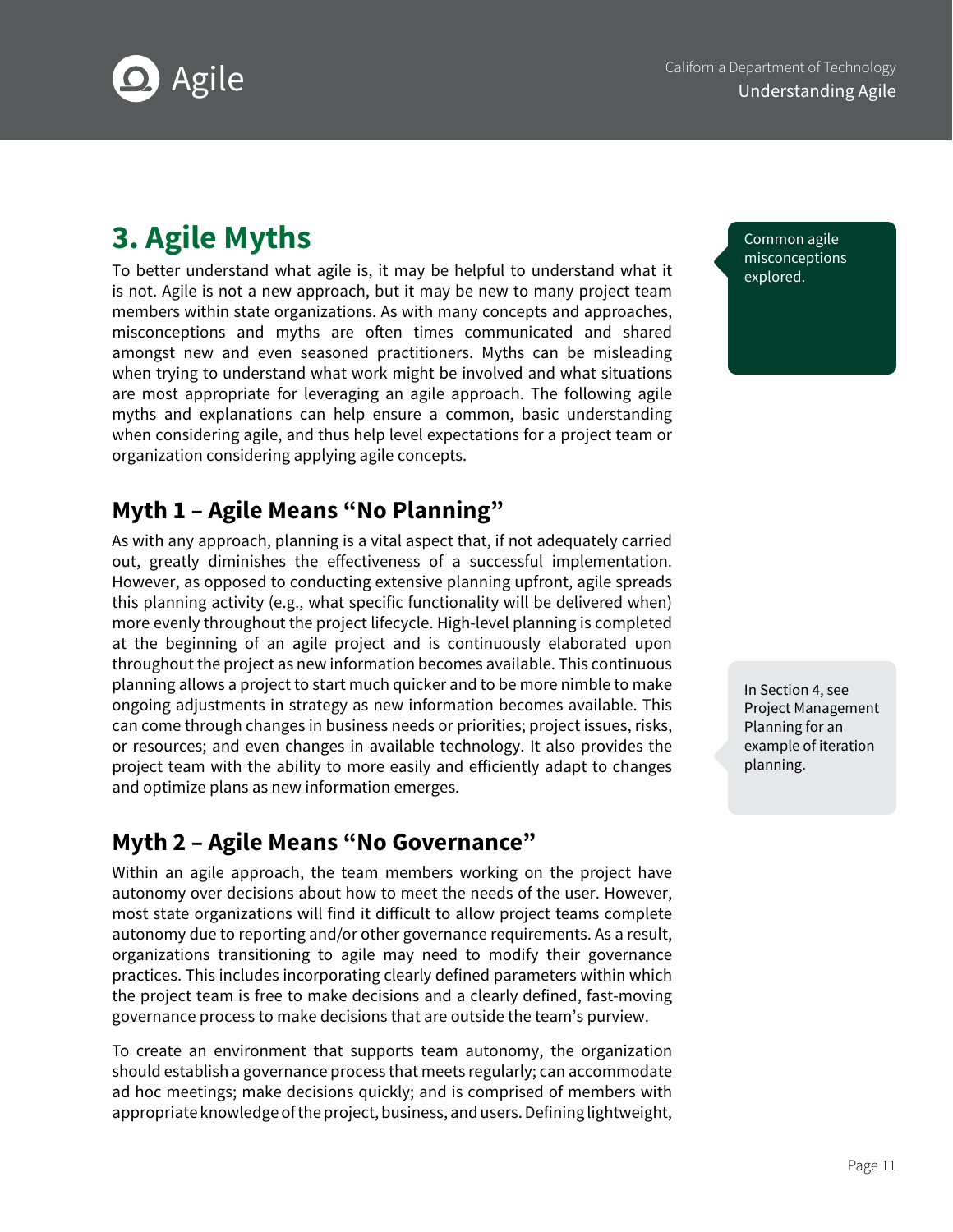## 3. Agile Myths

To better understand what agile is, it may be helpful to understand what it is not. Agile is not a new approach, but it may be new to many project team members within state organizations. As with many concepts and approaches, misconceptions and myths are often times communicated and shared amongst new and even seasoned practitioners. Myths can be misleading when trying to understand what work might be involved and what situations are most appropriate for leveraging an agile approach. The following agile myths and explanations can help ensure a common, basic understanding when considering agile, and thus help level expectations for a project team or organization considering applying agile concepts.

Common agile misconceptions explored.

### Myth 1 – Agile Means "No Planning"

As with any approach, planning is a vital aspect that, if not adequately carried out, greatly diminishes the effectiveness of a successful implementation. However, as opposed to conducting extensive planning upfront, agile spreads this planning activity (e.g., what specific functionality will be delivered when) more evenly throughout the project lifecycle. High-level planning is completed at the beginning of an agile project and is continuously elaborated upon throughout the project as new information becomes available. This continuous planning allows a project to start much quicker and to be more nimble to make ongoing adjustments in strategy as new information becomes available. This can come through changes in business needs or priorities; project issues, risks, or resources; and even changes in available technology. It also provides the project team with the ability to more easily and efficiently adapt to changes and optimize plans as new information emerges.

In Section 4, see Project Management Planning for an example of iteration planning.

### Myth 2 – Agile Means "No Governance"

Within an agile approach, the team members working on the project have autonomy over decisions about how to meet the needs of the user. However, most state organizations will find it difficult to allow project teams complete autonomy due to reporting and/or other governance requirements. As a result, organizations transitioning to agile may need to modify their governance practices. This includes incorporating clearly defined parameters within which the project team is free to make decisions and a clearly defined, fast-moving governance process to make decisions that are outside the team's purview.

To create an environment that supports team autonomy, the organization should establish a governance process that meets regularly; can accommodate ad hoc meetings; make decisions quickly; and is comprised of members with appropriate knowledge of the project, business, and users. Defining lightweight,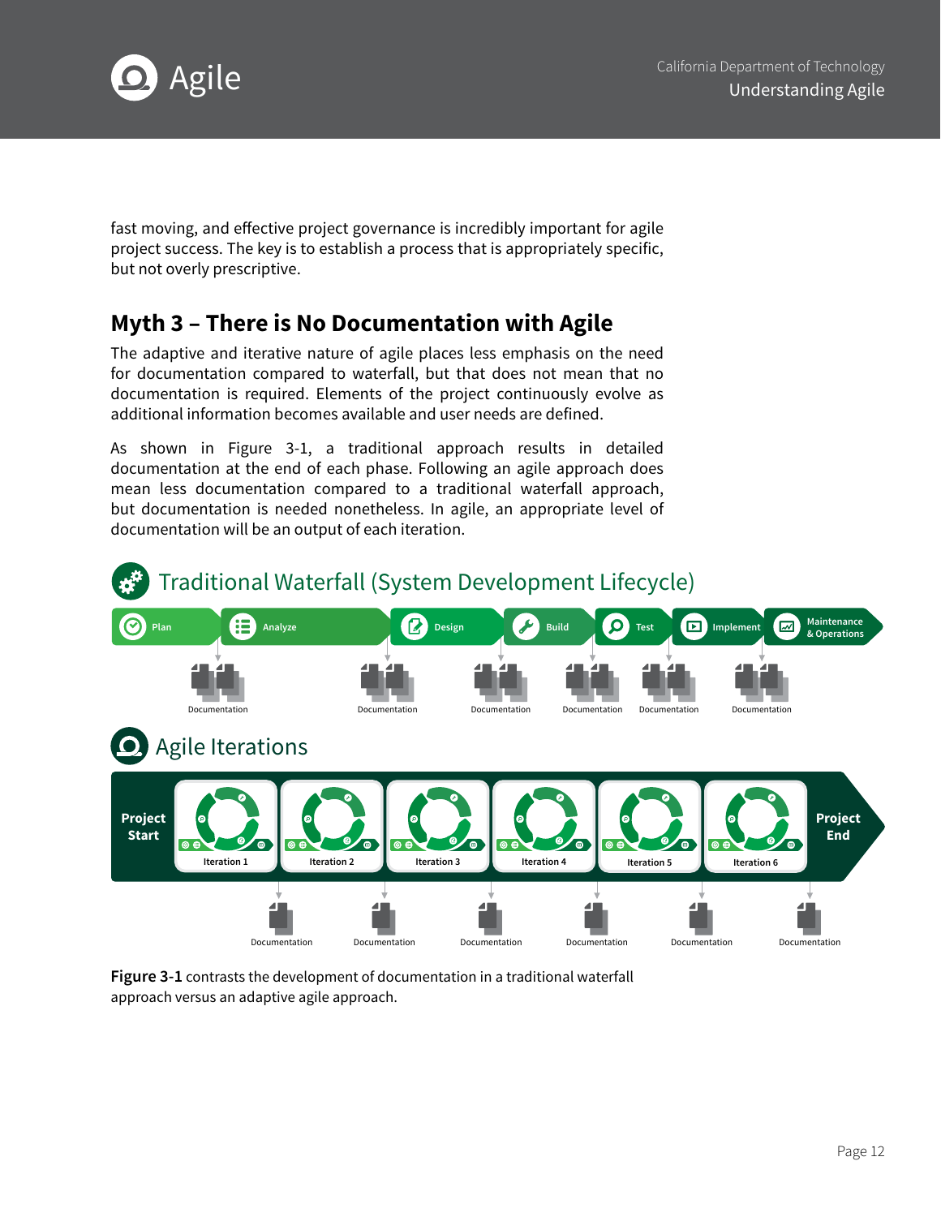fast moving, and effective project governance is incredibly important for agile project success. The key is to establish a process that is appropriately specific, but not overly prescriptive.

## Myth 3 – There is No Documentation with Agile

The adaptive and iterative nature of agile places less emphasis on the need for documentation compared to waterfall, but that does not mean that no documentation is required. Elements of the project continuously evolve as additional information becomes available and user needs are defined.

As shown in Figure 3-1, a traditional approach results in detailed documentation at the end of each phase. Following an agile approach does mean less documentation compared to a traditional waterfall approach, but documentation is needed nonetheless. In agile, an appropriate level of documentation will be an output of each iteration.

### Traditional Waterfall (System Development Lifecycle)

Plan → Analyze → Design → Build → Test → Implement → Maintenance & Operations

Documentation | Documentation | Documentation | Documentation | Documentation | Documentation

### Agile Iterations

Project Start → Iteration 1 → Iteration 2 → Iteration 3 → Iteration 4 → Iteration 5 → Iteration 6 → Project End

Documentation | Documentation | Documentation | Documentation | Documentation | Documentation

**Figure 3-1** contrasts the development of documentation in a traditional waterfall approach versus an adaptive agile approach.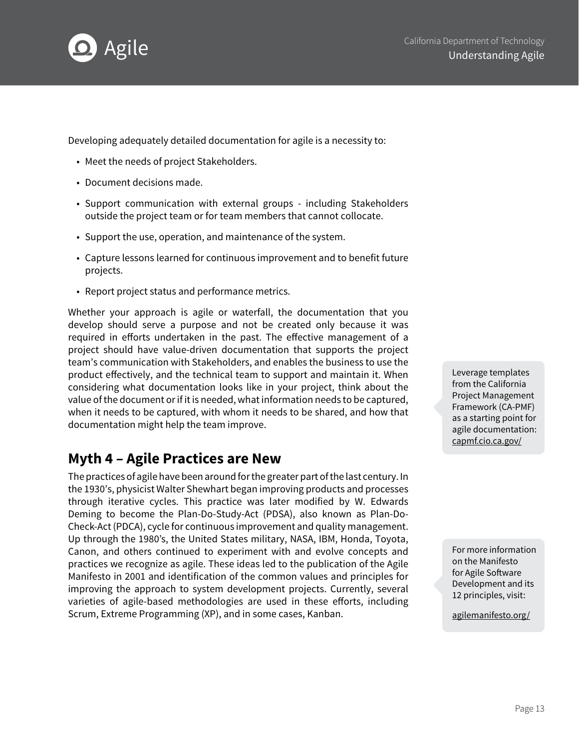Developing adequately detailed documentation for agile is a necessity to:

- Meet the needs of project Stakeholders.
- Document decisions made.
- Support communication with external groups - including Stakeholders outside the project team or for team members that cannot collocate.
- Support the use, operation, and maintenance of the system.
- Capture lessons learned for continuous improvement and to benefit future projects.
- Report project status and performance metrics.

Whether your approach is agile or waterfall, the documentation that you develop should serve a purpose and not be created only because it was required in efforts undertaken in the past. The effective management of a project should have value-driven documentation that supports the project team's communication with Stakeholders, and enables the business to use the product effectively, and the technical team to support and maintain it. When considering what documentation looks like in your project, think about the value of the document or if it is needed, what information needs to be captured, when it needs to be captured, with whom it needs to be shared, and how that documentation might help the team improve.

> Leverage templates from the California Project Management Framework (CA-PMF) as a starting point for agile documentation: capmf.cio.ca.gov/

## Myth 4 – Agile Practices are New

The practices of agile have been around for the greater part of the last century. In the 1930's, physicist Walter Shewhart began improving products and processes through iterative cycles. This practice was later modified by W. Edwards Deming to become the Plan-Do-Study-Act (PDSA), also known as Plan-Do-Check-Act (PDCA), cycle for continuous improvement and quality management. Up through the 1980's, the United States military, NASA, IBM, Honda, Toyota, Canon, and others continued to experiment with and evolve concepts and practices we recognize as agile. These ideas led to the publication of the Agile Manifesto in 2001 and identification of the common values and principles for improving the approach to system development projects. Currently, several varieties of agile-based methodologies are used in these efforts, including Scrum, Extreme Programming (XP), and in some cases, Kanban.

> For more information on the Manifesto for Agile Software Development and its 12 principles, visit:
>
> agilemanifesto.org/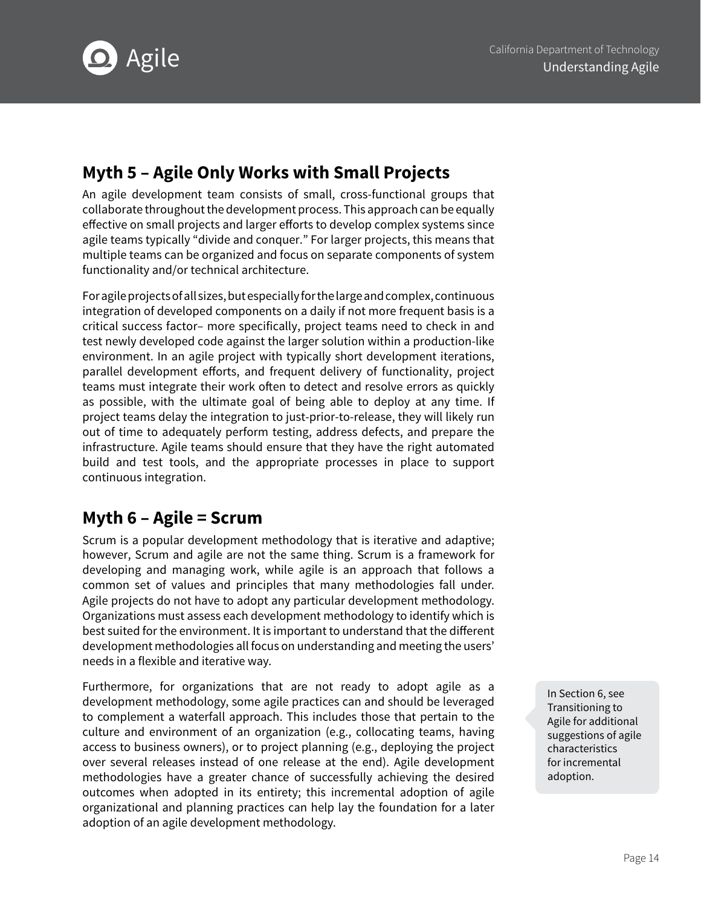## Myth 5 – Agile Only Works with Small Projects

An agile development team consists of small, cross-functional groups that collaborate throughout the development process. This approach can be equally effective on small projects and larger efforts to develop complex systems since agile teams typically "divide and conquer." For larger projects, this means that multiple teams can be organized and focus on separate components of system functionality and/or technical architecture.

For agile projects of all sizes, but especially for the large and complex, continuous integration of developed components on a daily if not more frequent basis is a critical success factor– more specifically, project teams need to check in and test newly developed code against the larger solution within a production-like environment. In an agile project with typically short development iterations, parallel development efforts, and frequent delivery of functionality, project teams must integrate their work often to detect and resolve errors as quickly as possible, with the ultimate goal of being able to deploy at any time. If project teams delay the integration to just-prior-to-release, they will likely run out of time to adequately perform testing, address defects, and prepare the infrastructure. Agile teams should ensure that they have the right automated build and test tools, and the appropriate processes in place to support continuous integration.

## Myth 6 – Agile = Scrum

Scrum is a popular development methodology that is iterative and adaptive; however, Scrum and agile are not the same thing. Scrum is a framework for developing and managing work, while agile is an approach that follows a common set of values and principles that many methodologies fall under. Agile projects do not have to adopt any particular development methodology. Organizations must assess each development methodology to identify which is best suited for the environment. It is important to understand that the different development methodologies all focus on understanding and meeting the users' needs in a flexible and iterative way.

Furthermore, for organizations that are not ready to adopt agile as a development methodology, some agile practices can and should be leveraged to complement a waterfall approach. This includes those that pertain to the culture and environment of an organization (e.g., collocating teams, having access to business owners), or to project planning (e.g., deploying the project over several releases instead of one release at the end). Agile development methodologies have a greater chance of successfully achieving the desired outcomes when adopted in its entirety; this incremental adoption of agile organizational and planning practices can help lay the foundation for a later adoption of an agile development methodology.

In Section 6, see Transitioning to Agile for additional suggestions of agile characteristics for incremental adoption.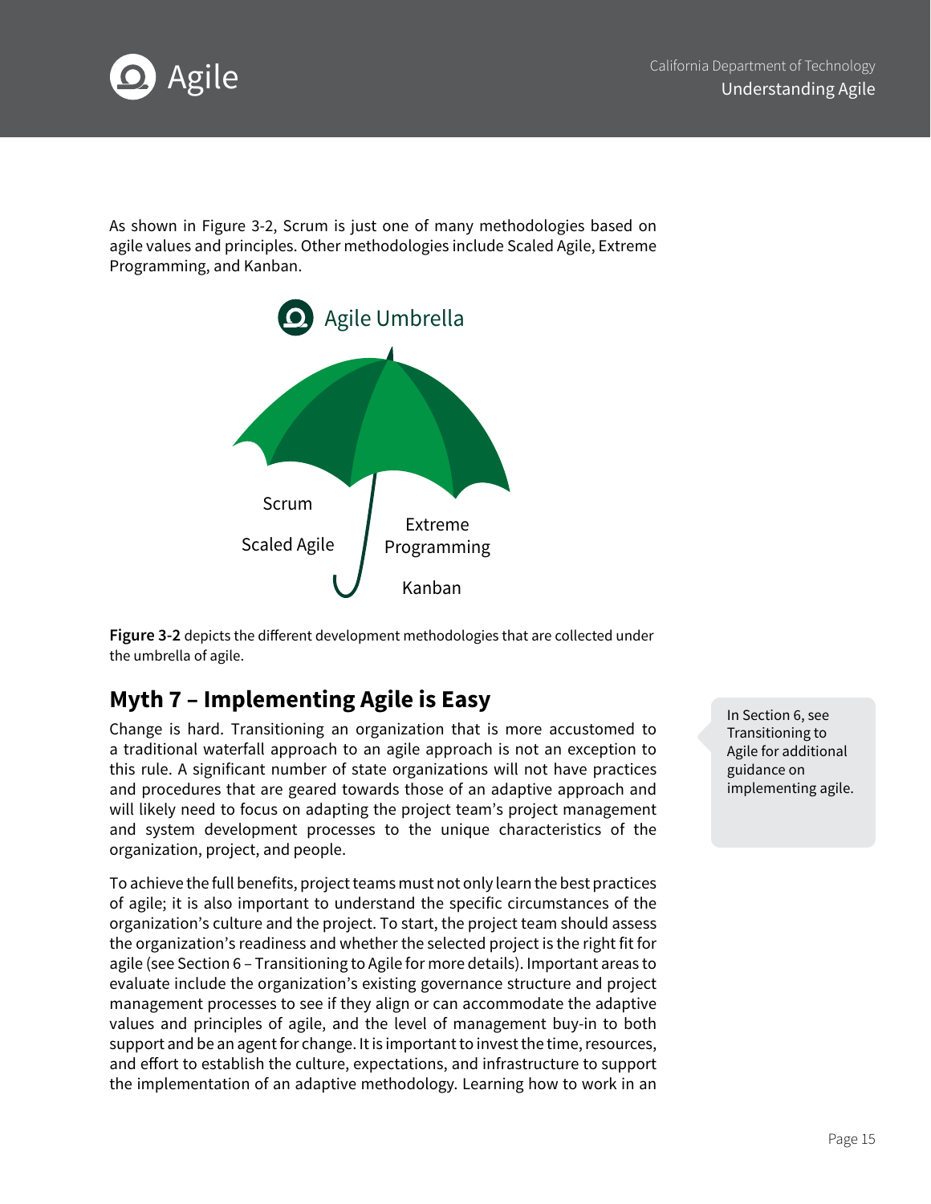As shown in Figure 3-2, Scrum is just one of many methodologies based on agile values and principles. Other methodologies include Scaled Agile, Extreme Programming, and Kanban.

Agile Umbrella

Scrum

Scaled Agile

Extreme Programming

Kanban

**Figure 3-2** depicts the different development methodologies that are collected under the umbrella of agile.

## Myth 7 – Implementing Agile is Easy

Change is hard. Transitioning an organization that is more accustomed to a traditional waterfall approach to an agile approach is not an exception to this rule. A significant number of state organizations will not have practices and procedures that are geared towards those of an adaptive approach and will likely need to focus on adapting the project team's project management and system development processes to the unique characteristics of the organization, project, and people.

In Section 6, see Transitioning to Agile for additional guidance on implementing agile.

To achieve the full benefits, project teams must not only learn the best practices of agile; it is also important to understand the specific circumstances of the organization's culture and the project. To start, the project team should assess the organization's readiness and whether the selected project is the right fit for agile (see Section 6 – Transitioning to Agile for more details). Important areas to evaluate include the organization's existing governance structure and project management processes to see if they align or can accommodate the adaptive values and principles of agile, and the level of management buy-in to both support and be an agent for change. It is important to invest the time, resources, and effort to establish the culture, expectations, and infrastructure to support the implementation of an adaptive methodology. Learning how to work in an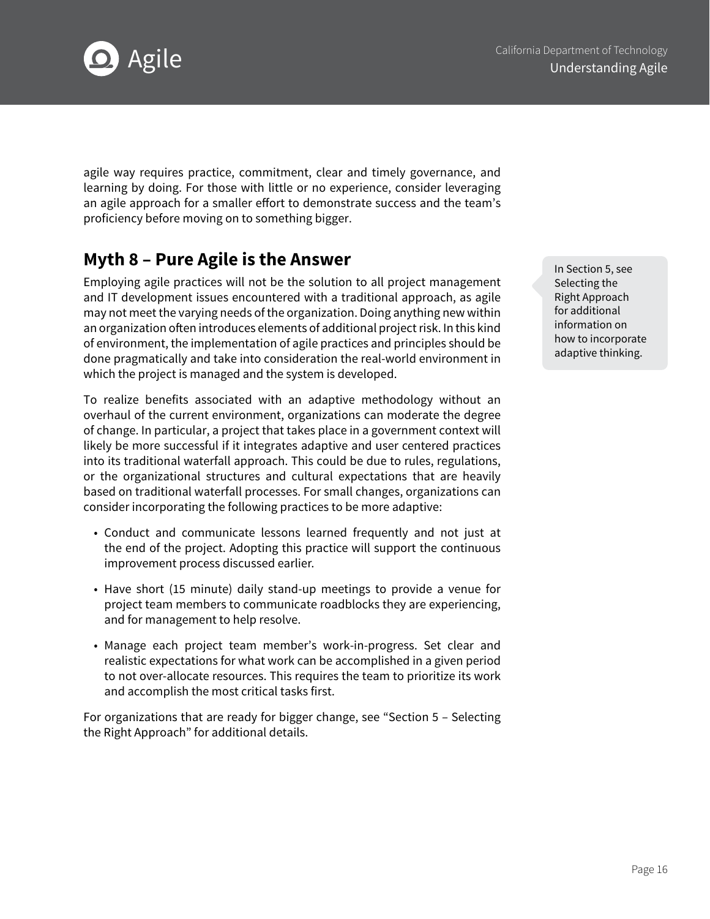agile way requires practice, commitment, clear and timely governance, and learning by doing. For those with little or no experience, consider leveraging an agile approach for a smaller effort to demonstrate success and the team's proficiency before moving on to something bigger.

## Myth 8 – Pure Agile is the Answer

Employing agile practices will not be the solution to all project management and IT development issues encountered with a traditional approach, as agile may not meet the varying needs of the organization. Doing anything new within an organization often introduces elements of additional project risk. In this kind of environment, the implementation of agile practices and principles should be done pragmatically and take into consideration the real-world environment in which the project is managed and the system is developed.

> In Section 5, see Selecting the Right Approach for additional information on how to incorporate adaptive thinking.

To realize benefits associated with an adaptive methodology without an overhaul of the current environment, organizations can moderate the degree of change. In particular, a project that takes place in a government context will likely be more successful if it integrates adaptive and user centered practices into its traditional waterfall approach. This could be due to rules, regulations, or the organizational structures and cultural expectations that are heavily based on traditional waterfall processes. For small changes, organizations can consider incorporating the following practices to be more adaptive:

- Conduct and communicate lessons learned frequently and not just at the end of the project. Adopting this practice will support the continuous improvement process discussed earlier.
- Have short (15 minute) daily stand-up meetings to provide a venue for project team members to communicate roadblocks they are experiencing, and for management to help resolve.
- Manage each project team member's work-in-progress. Set clear and realistic expectations for what work can be accomplished in a given period to not over-allocate resources. This requires the team to prioritize its work and accomplish the most critical tasks first.

For organizations that are ready for bigger change, see "Section 5 – Selecting the Right Approach" for additional details.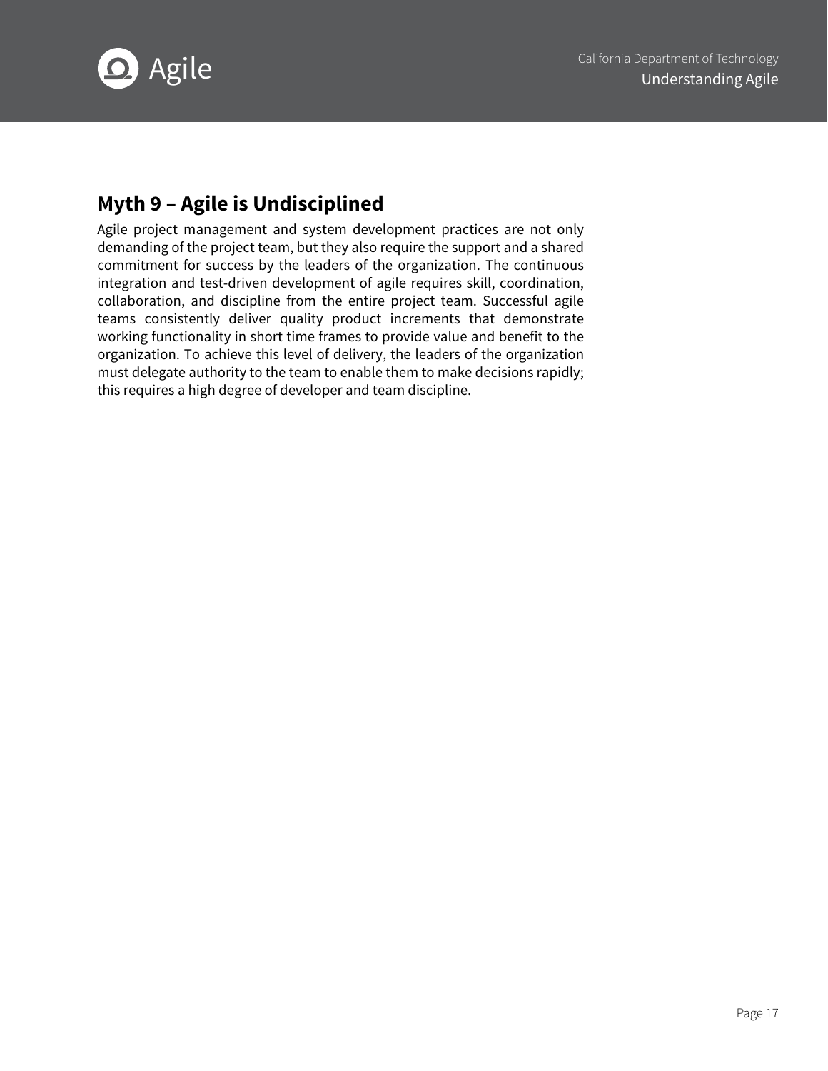## Myth 9 – Agile is Undisciplined

Agile project management and system development practices are not only demanding of the project team, but they also require the support and a shared commitment for success by the leaders of the organization. The continuous integration and test-driven development of agile requires skill, coordination, collaboration, and discipline from the entire project team. Successful agile teams consistently deliver quality product increments that demonstrate working functionality in short time frames to provide value and benefit to the organization. To achieve this level of delivery, the leaders of the organization must delegate authority to the team to enable them to make decisions rapidly; this requires a high degree of developer and team discipline.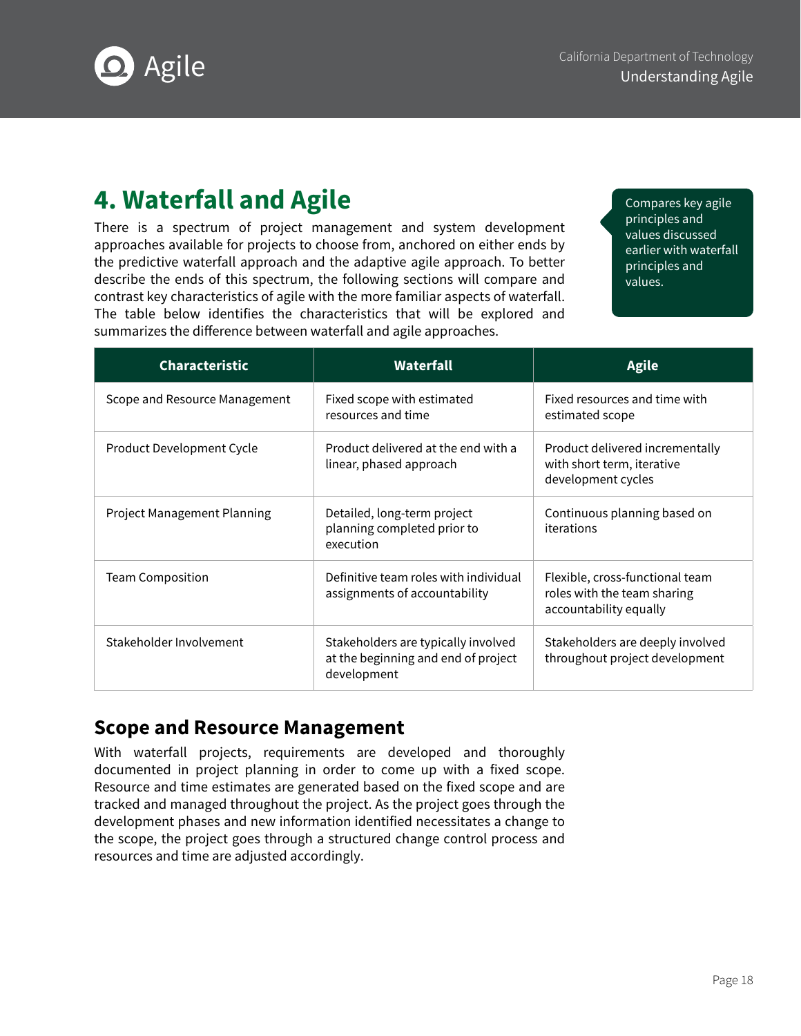# 4. Waterfall and Agile

There is a spectrum of project management and system development approaches available for projects to choose from, anchored on either ends by the predictive waterfall approach and the adaptive agile approach. To better describe the ends of this spectrum, the following sections will compare and contrast key characteristics of agile with the more familiar aspects of waterfall. The table below identifies the characteristics that will be explored and summarizes the difference between waterfall and agile approaches.

Compares key agile principles and values discussed earlier with waterfall principles and values.

| Characteristic | Waterfall | Agile |
|---|---|---|
| Scope and Resource Management | Fixed scope with estimated resources and time | Fixed resources and time with estimated scope |
| Product Development Cycle | Product delivered at the end with a linear, phased approach | Product delivered incrementally with short term, iterative development cycles |
| Project Management Planning | Detailed, long-term project planning completed prior to execution | Continuous planning based on iterations |
| Team Composition | Definitive team roles with individual assignments of accountability | Flexible, cross-functional team roles with the team sharing accountability equally |
| Stakeholder Involvement | Stakeholders are typically involved at the beginning and end of project development | Stakeholders are deeply involved throughout project development |

## Scope and Resource Management

With waterfall projects, requirements are developed and thoroughly documented in project planning in order to come up with a fixed scope. Resource and time estimates are generated based on the fixed scope and are tracked and managed throughout the project. As the project goes through the development phases and new information identified necessitates a change to the scope, the project goes through a structured change control process and resources and time are adjusted accordingly.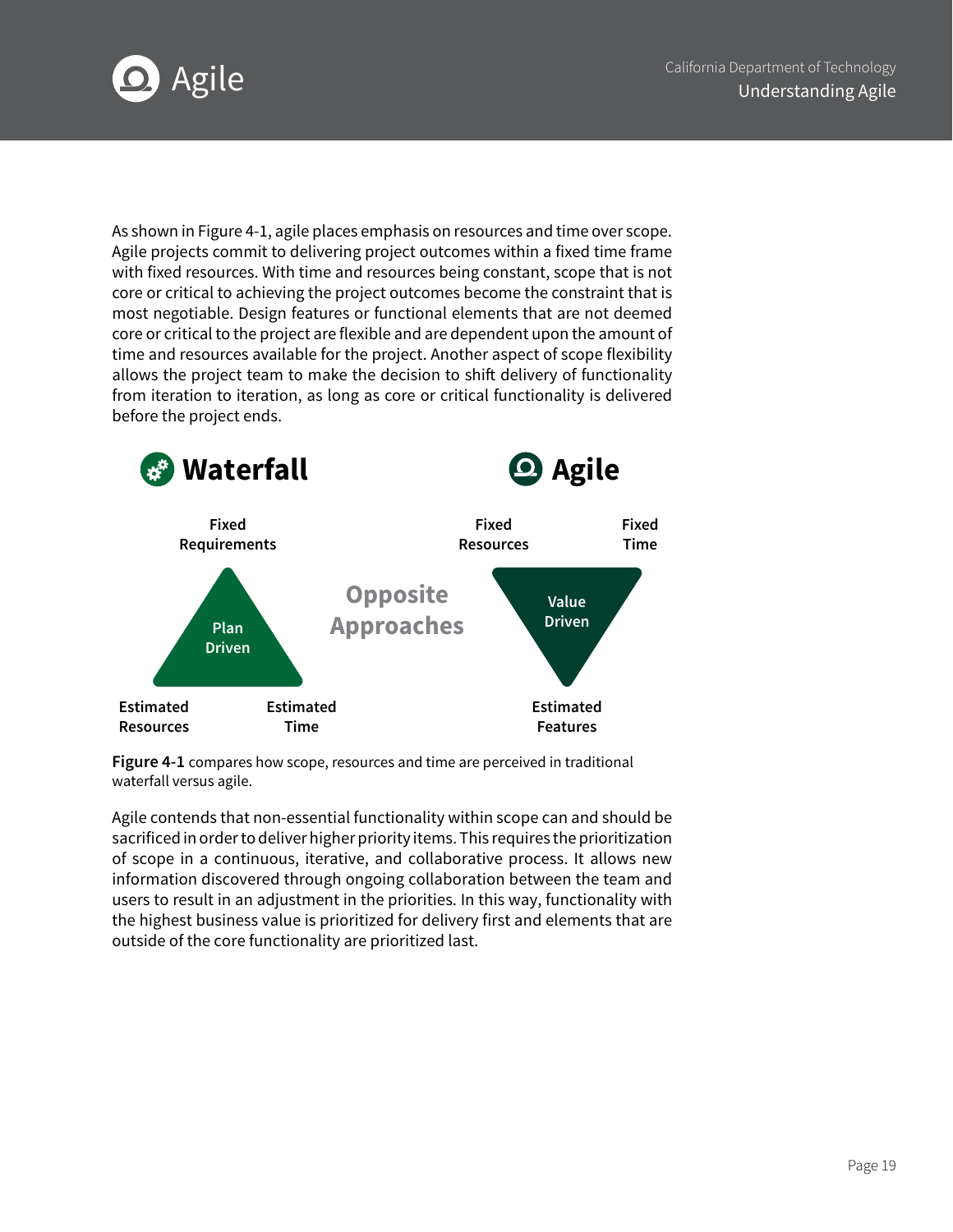As shown in Figure 4-1, agile places emphasis on resources and time over scope. Agile projects commit to delivering project outcomes within a fixed time frame with fixed resources. With time and resources being constant, scope that is not core or critical to achieving the project outcomes become the constraint that is most negotiable. Design features or functional elements that are not deemed core or critical to the project are flexible and are dependent upon the amount of time and resources available for the project. Another aspect of scope flexibility allows the project team to make the decision to shift delivery of functionality from iteration to iteration, as long as core or critical functionality is delivered before the project ends.

**Waterfall**

**Fixed Requirements**

**Plan Driven**

**Estimated Resources** **Estimated Time**

**Opposite Approaches**

**Agile**

**Fixed Resources** **Fixed Time**

**Value Driven**

**Estimated Features**

**Figure 4-1** compares how scope, resources and time are perceived in traditional waterfall versus agile.

Agile contends that non-essential functionality within scope can and should be sacrificed in order to deliver higher priority items. This requires the prioritization of scope in a continuous, iterative, and collaborative process. It allows new information discovered through ongoing collaboration between the team and users to result in an adjustment in the priorities. In this way, functionality with the highest business value is prioritized for delivery first and elements that are outside of the core functionality are prioritized last.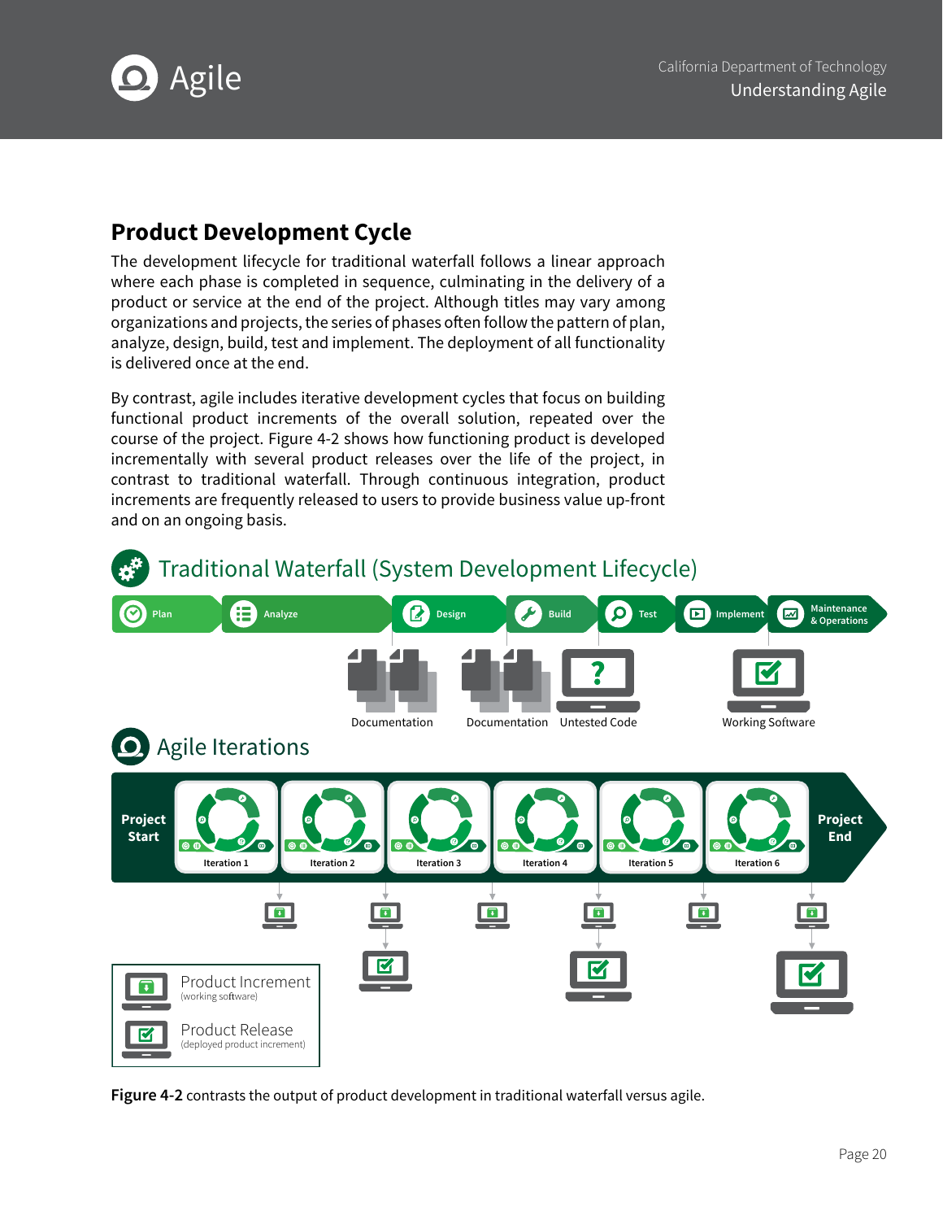## Product Development Cycle

The development lifecycle for traditional waterfall follows a linear approach where each phase is completed in sequence, culminating in the delivery of a product or service at the end of the project. Although titles may vary among organizations and projects, the series of phases often follow the pattern of plan, analyze, design, build, test and implement. The deployment of all functionality is delivered once at the end.

By contrast, agile includes iterative development cycles that focus on building functional product increments of the overall solution, repeated over the course of the project. Figure 4-2 shows how functioning product is developed incrementally with several product releases over the life of the project, in contrast to traditional waterfall. Through continuous integration, product increments are frequently released to users to provide business value up-front and on an ongoing basis.

### Traditional Waterfall (System Development Lifecycle)

Plan | Analyze | Design | Build | Test | Implement | Maintenance & Operations

Documentation | Documentation | Untested Code | Working Software

### Agile Iterations

Project Start | Iteration 1 | Iteration 2 | Iteration 3 | Iteration 4 | Iteration 5 | Iteration 6 | Project End

Product Increment (working software)

Product Release (deployed product increment)

**Figure 4-2** contrasts the output of product development in traditional waterfall versus agile.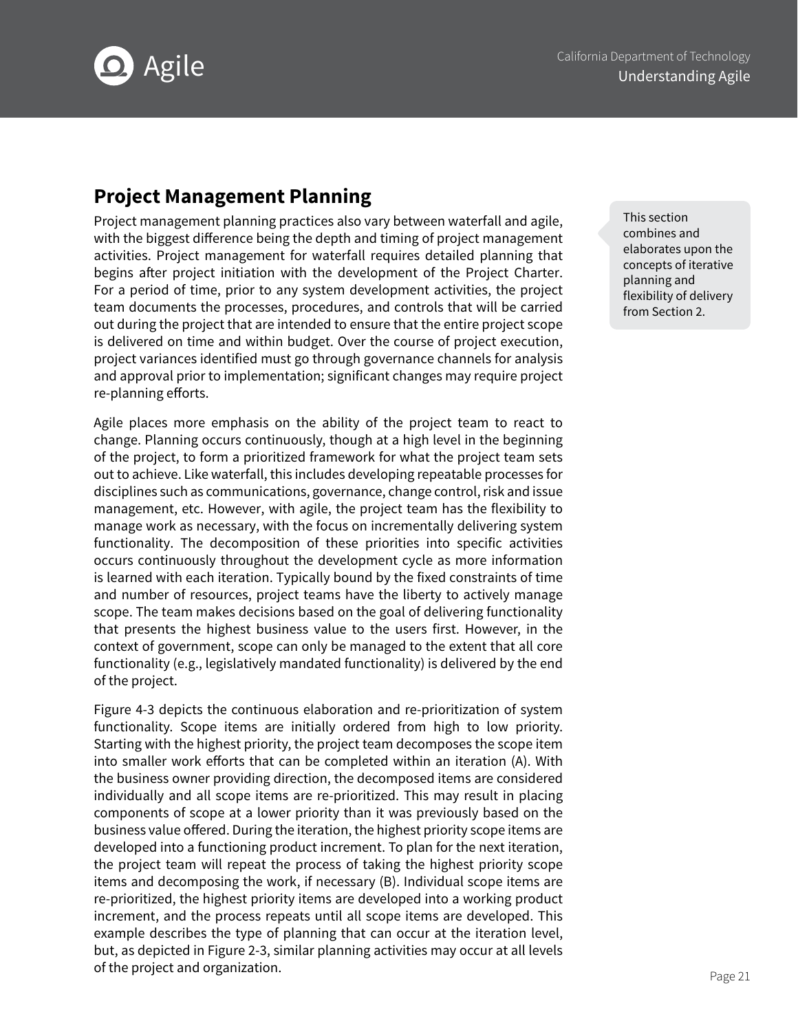## Project Management Planning

> This section combines and elaborates upon the concepts of iterative planning and flexibility of delivery from Section 2.

Project management planning practices also vary between waterfall and agile, with the biggest difference being the depth and timing of project management activities. Project management for waterfall requires detailed planning that begins after project initiation with the development of the Project Charter. For a period of time, prior to any system development activities, the project team documents the processes, procedures, and controls that will be carried out during the project that are intended to ensure that the entire project scope is delivered on time and within budget. Over the course of project execution, project variances identified must go through governance channels for analysis and approval prior to implementation; significant changes may require project re-planning efforts.

Agile places more emphasis on the ability of the project team to react to change. Planning occurs continuously, though at a high level in the beginning of the project, to form a prioritized framework for what the project team sets out to achieve. Like waterfall, this includes developing repeatable processes for disciplines such as communications, governance, change control, risk and issue management, etc. However, with agile, the project team has the flexibility to manage work as necessary, with the focus on incrementally delivering system functionality. The decomposition of these priorities into specific activities occurs continuously throughout the development cycle as more information is learned with each iteration. Typically bound by the fixed constraints of time and number of resources, project teams have the liberty to actively manage scope. The team makes decisions based on the goal of delivering functionality that presents the highest business value to the users first. However, in the context of government, scope can only be managed to the extent that all core functionality (e.g., legislatively mandated functionality) is delivered by the end of the project.

Figure 4-3 depicts the continuous elaboration and re-prioritization of system functionality. Scope items are initially ordered from high to low priority. Starting with the highest priority, the project team decomposes the scope item into smaller work efforts that can be completed within an iteration (A). With the business owner providing direction, the decomposed items are considered individually and all scope items are re-prioritized. This may result in placing components of scope at a lower priority than it was previously based on the business value offered. During the iteration, the highest priority scope items are developed into a functioning product increment. To plan for the next iteration, the project team will repeat the process of taking the highest priority scope items and decomposing the work, if necessary (B). Individual scope items are re-prioritized, the highest priority items are developed into a working product increment, and the process repeats until all scope items are developed. This example describes the type of planning that can occur at the iteration level, but, as depicted in Figure 2-3, similar planning activities may occur at all levels of the project and organization.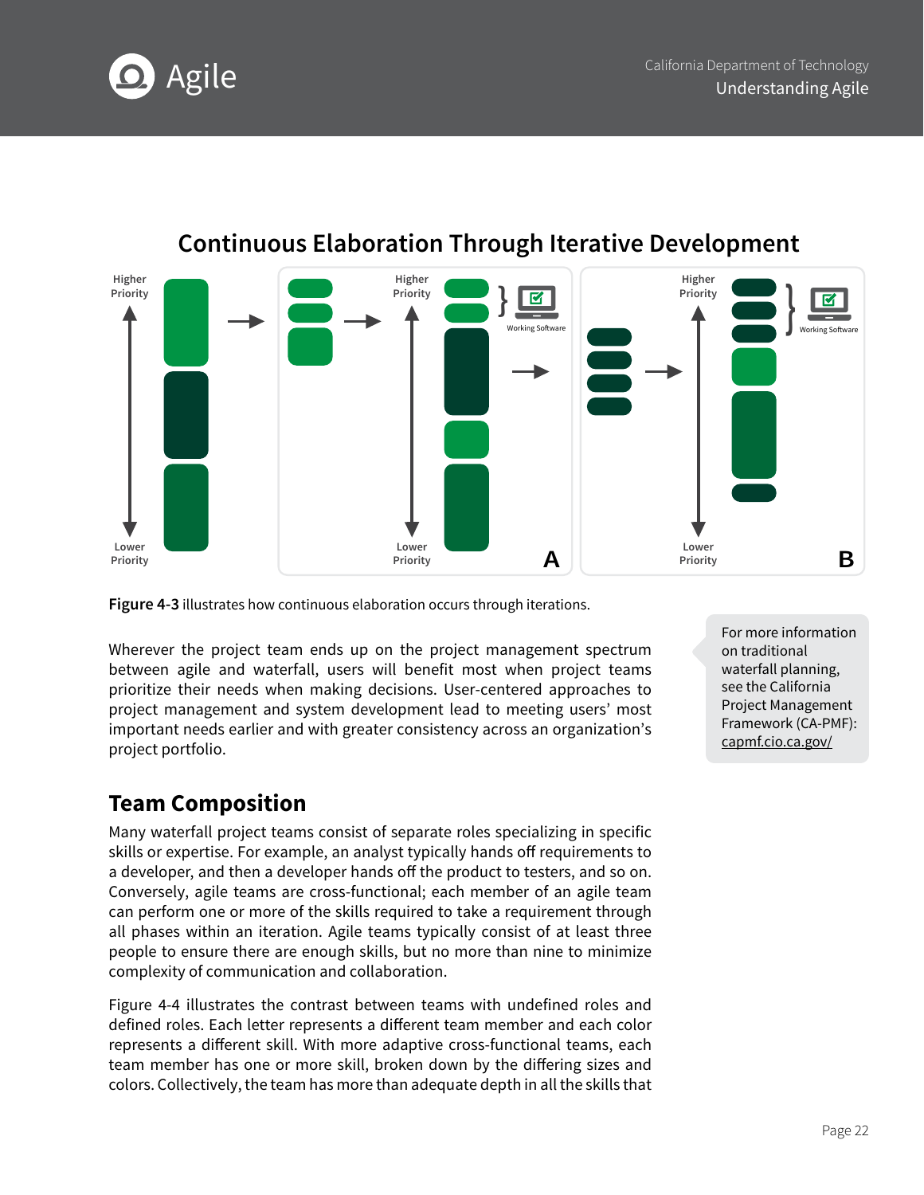## Continuous Elaboration Through Iterative Development

**Figure 4-3** illustrates how continuous elaboration occurs through iterations.

Wherever the project team ends up on the project management spectrum between agile and waterfall, users will benefit most when project teams prioritize their needs when making decisions. User-centered approaches to project management and system development lead to meeting users' most important needs earlier and with greater consistency across an organization's project portfolio.

> For more information on traditional waterfall planning, see the California Project Management Framework (CA-PMF): capmf.cio.ca.gov/

## Team Composition

Many waterfall project teams consist of separate roles specializing in specific skills or expertise. For example, an analyst typically hands off requirements to a developer, and then a developer hands off the product to testers, and so on. Conversely, agile teams are cross-functional; each member of an agile team can perform one or more of the skills required to take a requirement through all phases within an iteration. Agile teams typically consist of at least three people to ensure there are enough skills, but no more than nine to minimize complexity of communication and collaboration.

Figure 4-4 illustrates the contrast between teams with undefined roles and defined roles. Each letter represents a different team member and each color represents a different skill. With more adaptive cross-functional teams, each team member has one or more skill, broken down by the differing sizes and colors. Collectively, the team has more than adequate depth in all the skills that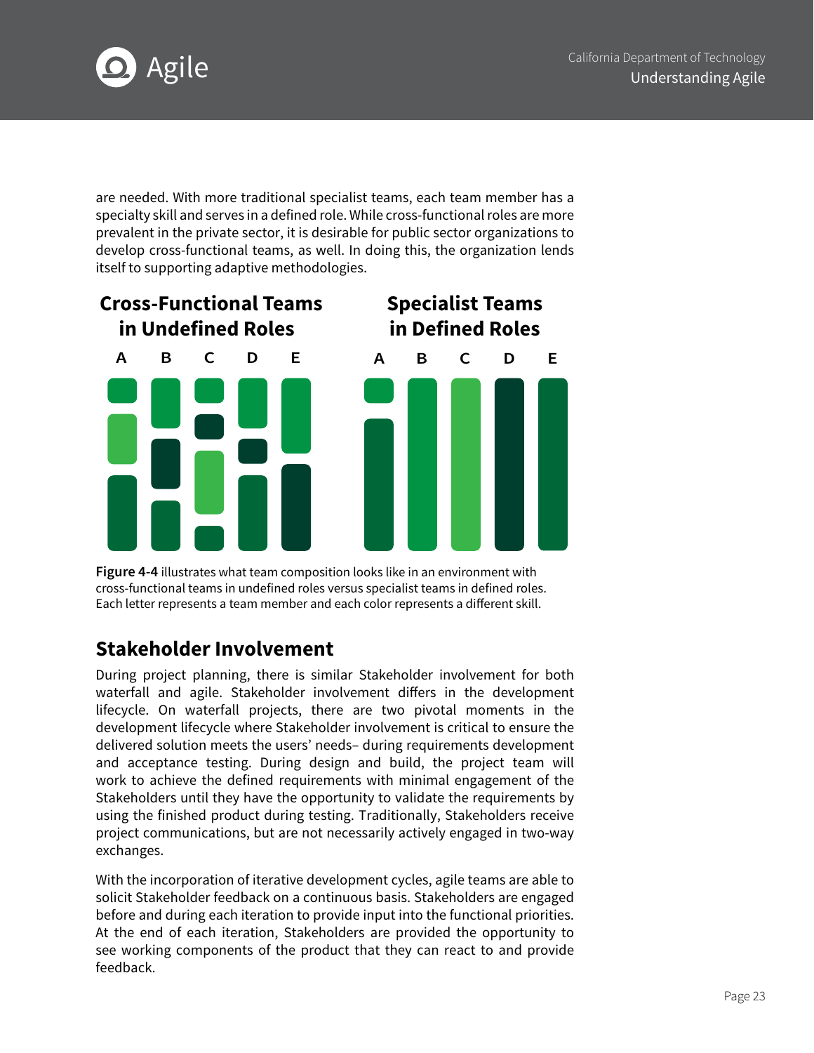are needed. With more traditional specialist teams, each team member has a specialty skill and serves in a defined role. While cross-functional roles are more prevalent in the private sector, it is desirable for public sector organizations to develop cross-functional teams, as well. In doing this, the organization lends itself to supporting adaptive methodologies.

**Cross-Functional Teams in Undefined Roles**

A B C D E

**Specialist Teams in Defined Roles**

A B C D E

**Figure 4-4** illustrates what team composition looks like in an environment with cross-functional teams in undefined roles versus specialist teams in defined roles. Each letter represents a team member and each color represents a different skill.

## Stakeholder Involvement

During project planning, there is similar Stakeholder involvement for both waterfall and agile. Stakeholder involvement differs in the development lifecycle. On waterfall projects, there are two pivotal moments in the development lifecycle where Stakeholder involvement is critical to ensure the delivered solution meets the users' needs– during requirements development and acceptance testing. During design and build, the project team will work to achieve the defined requirements with minimal engagement of the Stakeholders until they have the opportunity to validate the requirements by using the finished product during testing. Traditionally, Stakeholders receive project communications, but are not necessarily actively engaged in two-way exchanges.

With the incorporation of iterative development cycles, agile teams are able to solicit Stakeholder feedback on a continuous basis. Stakeholders are engaged before and during each iteration to provide input into the functional priorities. At the end of each iteration, Stakeholders are provided the opportunity to see working components of the product that they can react to and provide feedback.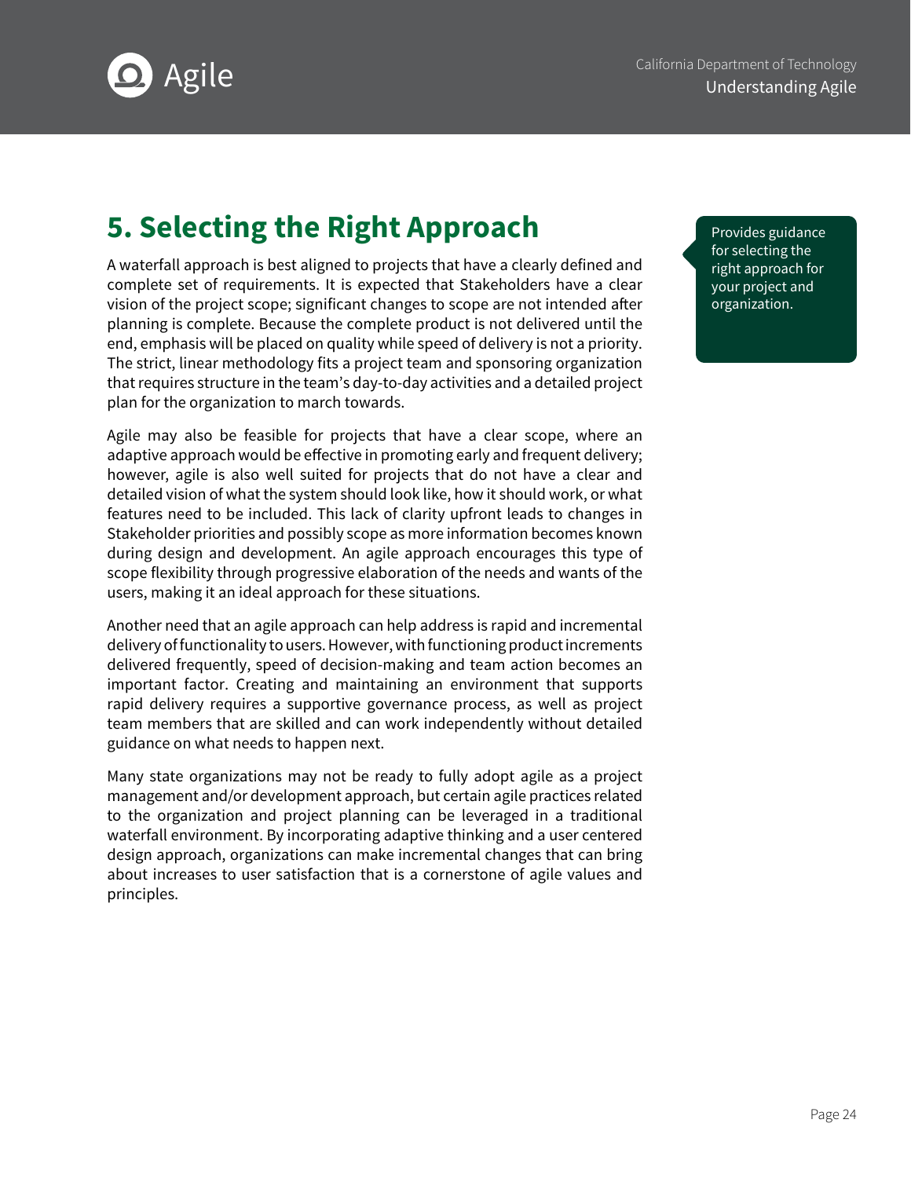## 5. Selecting the Right Approach

Provides guidance for selecting the right approach for your project and organization.

A waterfall approach is best aligned to projects that have a clearly defined and complete set of requirements. It is expected that Stakeholders have a clear vision of the project scope; significant changes to scope are not intended after planning is complete. Because the complete product is not delivered until the end, emphasis will be placed on quality while speed of delivery is not a priority. The strict, linear methodology fits a project team and sponsoring organization that requires structure in the team's day-to-day activities and a detailed project plan for the organization to march towards.

Agile may also be feasible for projects that have a clear scope, where an adaptive approach would be effective in promoting early and frequent delivery; however, agile is also well suited for projects that do not have a clear and detailed vision of what the system should look like, how it should work, or what features need to be included. This lack of clarity upfront leads to changes in Stakeholder priorities and possibly scope as more information becomes known during design and development. An agile approach encourages this type of scope flexibility through progressive elaboration of the needs and wants of the users, making it an ideal approach for these situations.

Another need that an agile approach can help address is rapid and incremental delivery of functionality to users. However, with functioning product increments delivered frequently, speed of decision-making and team action becomes an important factor. Creating and maintaining an environment that supports rapid delivery requires a supportive governance process, as well as project team members that are skilled and can work independently without detailed guidance on what needs to happen next.

Many state organizations may not be ready to fully adopt agile as a project management and/or development approach, but certain agile practices related to the organization and project planning can be leveraged in a traditional waterfall environment. By incorporating adaptive thinking and a user centered design approach, organizations can make incremental changes that can bring about increases to user satisfaction that is a cornerstone of agile values and principles.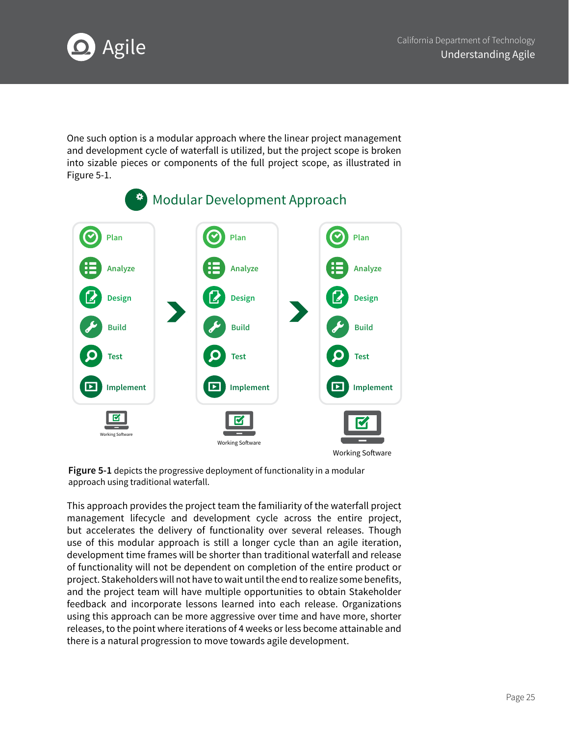One such option is a modular approach where the linear project management and development cycle of waterfall is utilized, but the project scope is broken into sizable pieces or components of the full project scope, as illustrated in Figure 5-1.

## Modular Development Approach

| Plan | Plan | Plan |
|---|---|---|
| Analyze | Analyze | Analyze |
| Design | Design | Design |
| Build | Build | Build |
| Test | Test | Test |
| Implement | Implement | Implement |
| Working Software | Working Software | Working Software |

**Figure 5-1** depicts the progressive deployment of functionality in a modular approach using traditional waterfall.

This approach provides the project team the familiarity of the waterfall project management lifecycle and development cycle across the entire project, but accelerates the delivery of functionality over several releases. Though use of this modular approach is still a longer cycle than an agile iteration, development time frames will be shorter than traditional waterfall and release of functionality will not be dependent on completion of the entire product or project. Stakeholders will not have to wait until the end to realize some benefits, and the project team will have multiple opportunities to obtain Stakeholder feedback and incorporate lessons learned into each release. Organizations using this approach can be more aggressive over time and have more, shorter releases, to the point where iterations of 4 weeks or less become attainable and there is a natural progression to move towards agile development.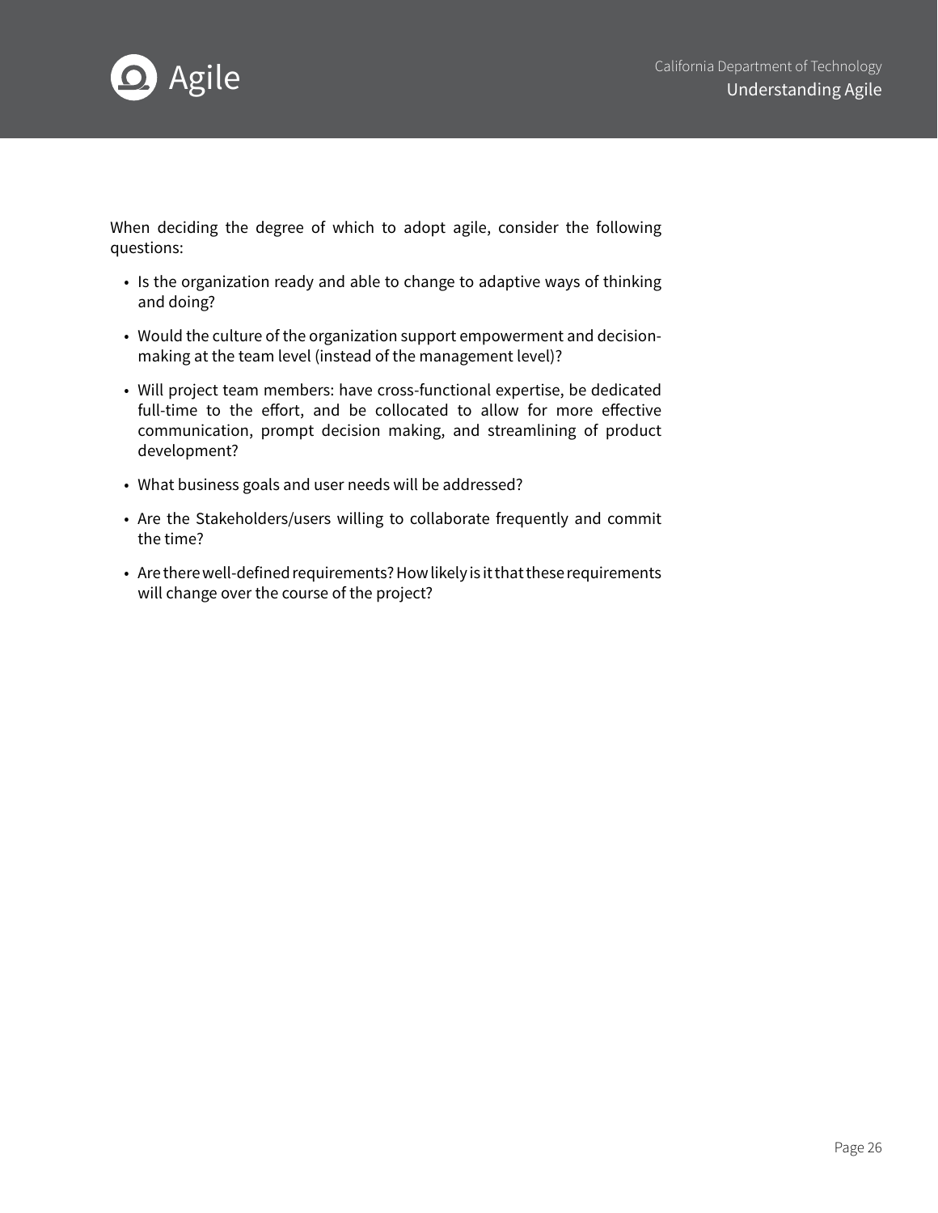When deciding the degree of which to adopt agile, consider the following questions:

- Is the organization ready and able to change to adaptive ways of thinking and doing?
- Would the culture of the organization support empowerment and decision-making at the team level (instead of the management level)?
- Will project team members: have cross-functional expertise, be dedicated full-time to the effort, and be collocated to allow for more effective communication, prompt decision making, and streamlining of product development?
- What business goals and user needs will be addressed?
- Are the Stakeholders/users willing to collaborate frequently and commit the time?
- Are there well-defined requirements? How likely is it that these requirements will change over the course of the project?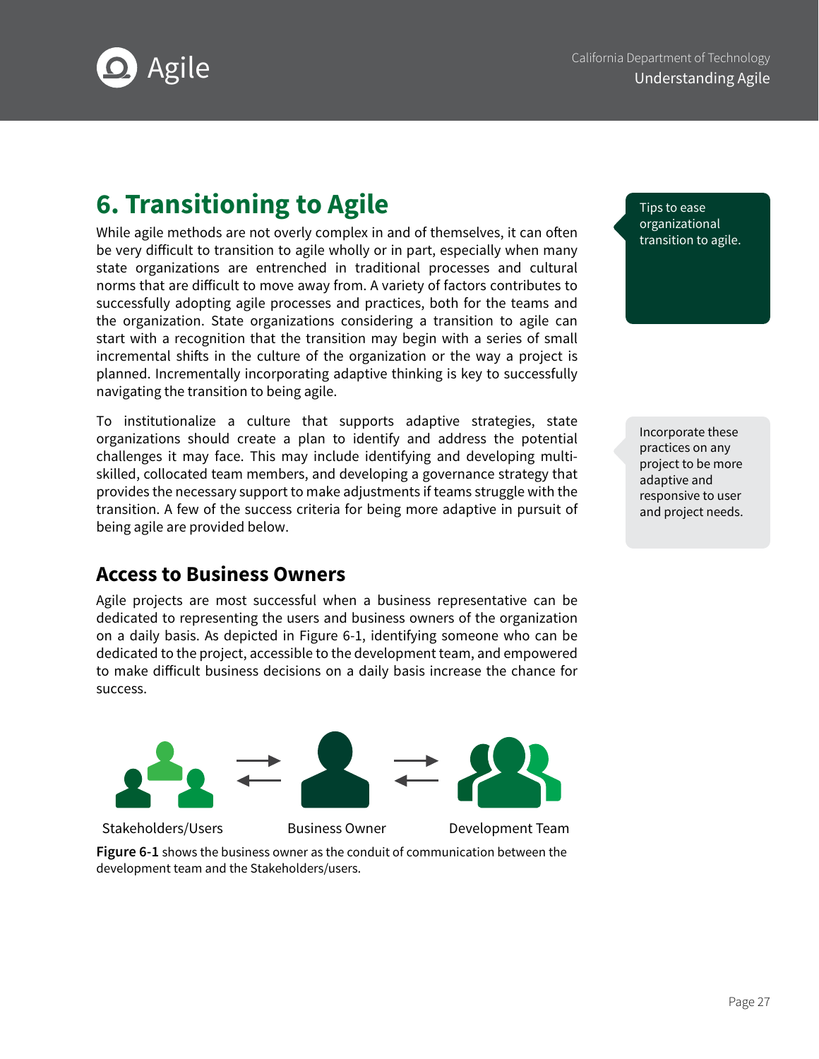# 6. Transitioning to Agile

Tips to ease organizational transition to agile.

While agile methods are not overly complex in and of themselves, it can often be very difficult to transition to agile wholly or in part, especially when many state organizations are entrenched in traditional processes and cultural norms that are difficult to move away from. A variety of factors contributes to successfully adopting agile processes and practices, both for the teams and the organization. State organizations considering a transition to agile can start with a recognition that the transition may begin with a series of small incremental shifts in the culture of the organization or the way a project is planned. Incrementally incorporating adaptive thinking is key to successfully navigating the transition to being agile.

Incorporate these practices on any project to be more adaptive and responsive to user and project needs.

To institutionalize a culture that supports adaptive strategies, state organizations should create a plan to identify and address the potential challenges it may face. This may include identifying and developing multi-skilled, collocated team members, and developing a governance strategy that provides the necessary support to make adjustments if teams struggle with the transition. A few of the success criteria for being more adaptive in pursuit of being agile are provided below.

## Access to Business Owners

Agile projects are most successful when a business representative can be dedicated to representing the users and business owners of the organization on a daily basis. As depicted in Figure 6-1, identifying someone who can be dedicated to the project, accessible to the development team, and empowered to make difficult business decisions on a daily basis increase the chance for success.

Stakeholders/Users ⇄ Business Owner ⇄ Development Team

**Figure 6-1** shows the business owner as the conduit of communication between the development team and the Stakeholders/users.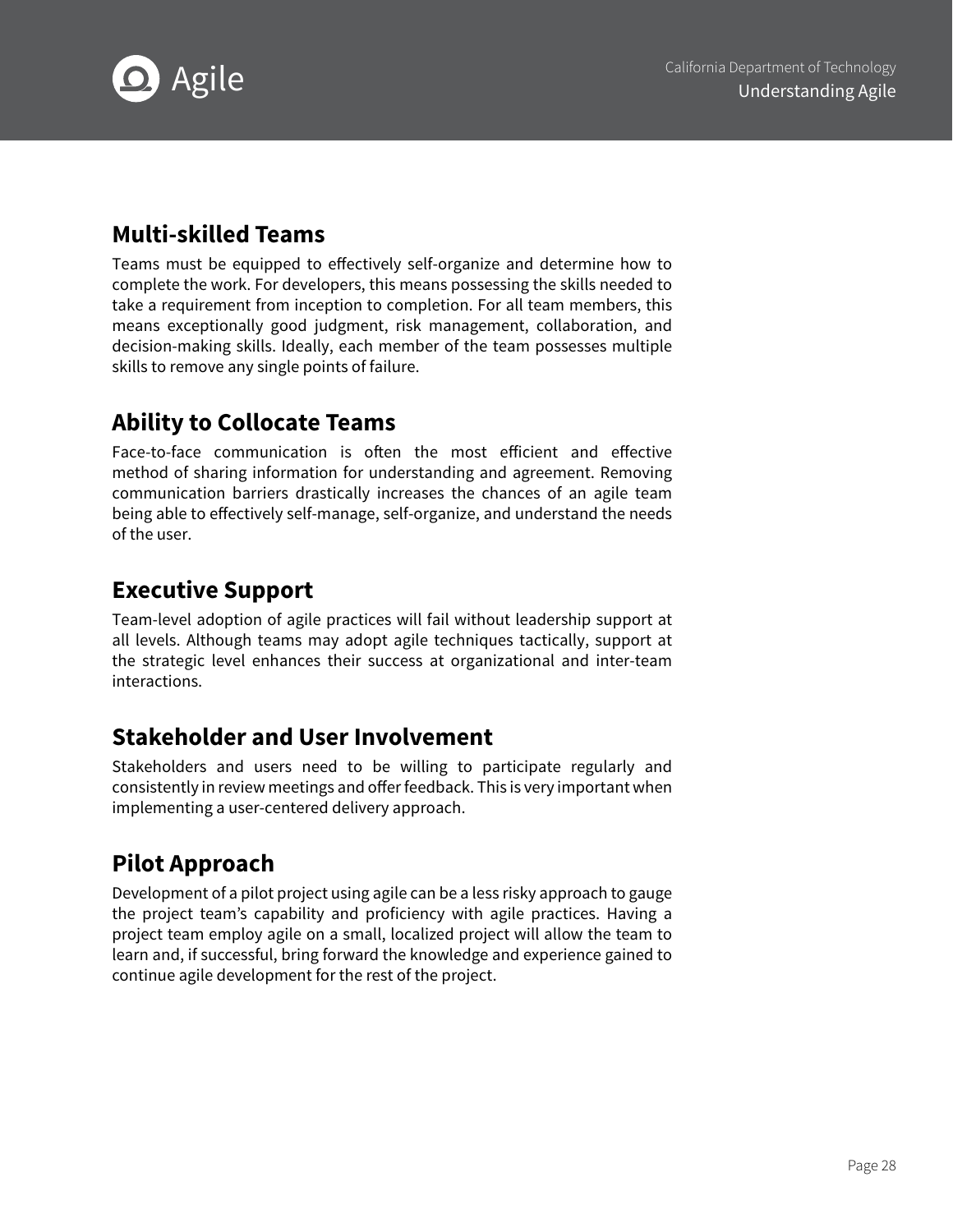## Multi-skilled Teams

Teams must be equipped to effectively self-organize and determine how to complete the work. For developers, this means possessing the skills needed to take a requirement from inception to completion. For all team members, this means exceptionally good judgment, risk management, collaboration, and decision-making skills. Ideally, each member of the team possesses multiple skills to remove any single points of failure.

## Ability to Collocate Teams

Face-to-face communication is often the most efficient and effective method of sharing information for understanding and agreement. Removing communication barriers drastically increases the chances of an agile team being able to effectively self-manage, self-organize, and understand the needs of the user.

## Executive Support

Team-level adoption of agile practices will fail without leadership support at all levels. Although teams may adopt agile techniques tactically, support at the strategic level enhances their success at organizational and inter-team interactions.

## Stakeholder and User Involvement

Stakeholders and users need to be willing to participate regularly and consistently in review meetings and offer feedback. This is very important when implementing a user-centered delivery approach.

## Pilot Approach

Development of a pilot project using agile can be a less risky approach to gauge the project team's capability and proficiency with agile practices. Having a project team employ agile on a small, localized project will allow the team to learn and, if successful, bring forward the knowledge and experience gained to continue agile development for the rest of the project.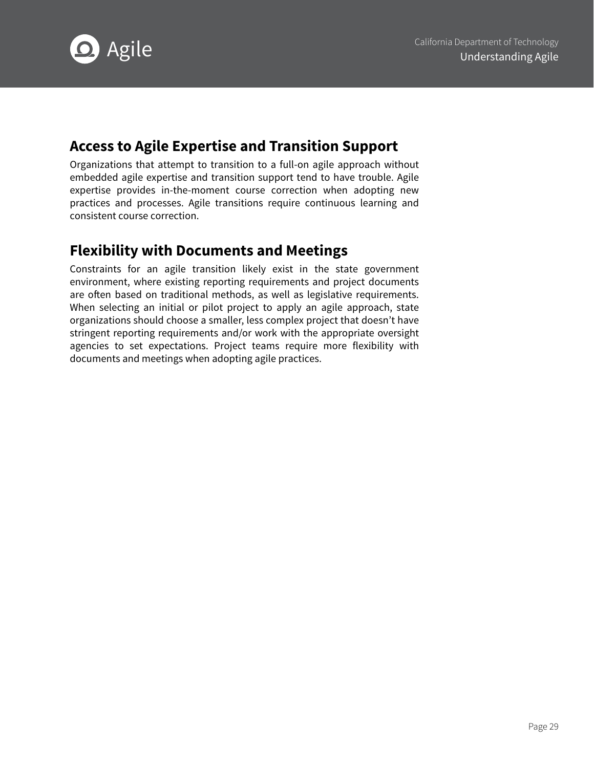## Access to Agile Expertise and Transition Support

Organizations that attempt to transition to a full-on agile approach without embedded agile expertise and transition support tend to have trouble. Agile expertise provides in-the-moment course correction when adopting new practices and processes. Agile transitions require continuous learning and consistent course correction.

## Flexibility with Documents and Meetings

Constraints for an agile transition likely exist in the state government environment, where existing reporting requirements and project documents are often based on traditional methods, as well as legislative requirements. When selecting an initial or pilot project to apply an agile approach, state organizations should choose a smaller, less complex project that doesn't have stringent reporting requirements and/or work with the appropriate oversight agencies to set expectations. Project teams require more flexibility with documents and meetings when adopting agile practices.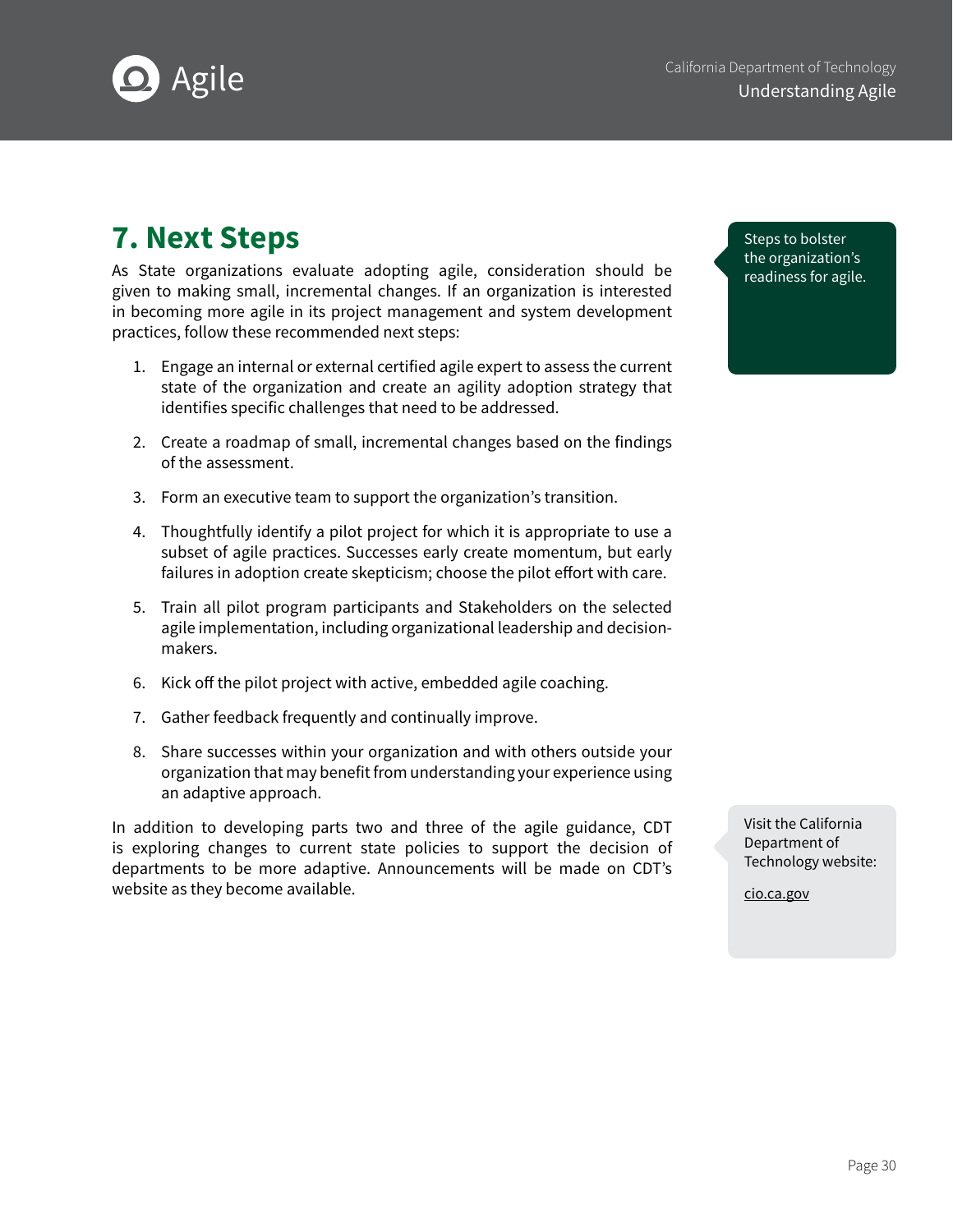## 7. Next Steps

As State organizations evaluate adopting agile, consideration should be given to making small, incremental changes. If an organization is interested in becoming more agile in its project management and system development practices, follow these recommended next steps:

Steps to bolster the organization's readiness for agile.

1. Engage an internal or external certified agile expert to assess the current state of the organization and create an agility adoption strategy that identifies specific challenges that need to be addressed.
2. Create a roadmap of small, incremental changes based on the findings of the assessment.
3. Form an executive team to support the organization's transition.
4. Thoughtfully identify a pilot project for which it is appropriate to use a subset of agile practices. Successes early create momentum, but early failures in adoption create skepticism; choose the pilot effort with care.
5. Train all pilot program participants and Stakeholders on the selected agile implementation, including organizational leadership and decision-makers.
6. Kick off the pilot project with active, embedded agile coaching.
7. Gather feedback frequently and continually improve.
8. Share successes within your organization and with others outside your organization that may benefit from understanding your experience using an adaptive approach.

In addition to developing parts two and three of the agile guidance, CDT is exploring changes to current state policies to support the decision of departments to be more adaptive. Announcements will be made on CDT's website as they become available.

Visit the California Department of Technology website:

cio.ca.gov